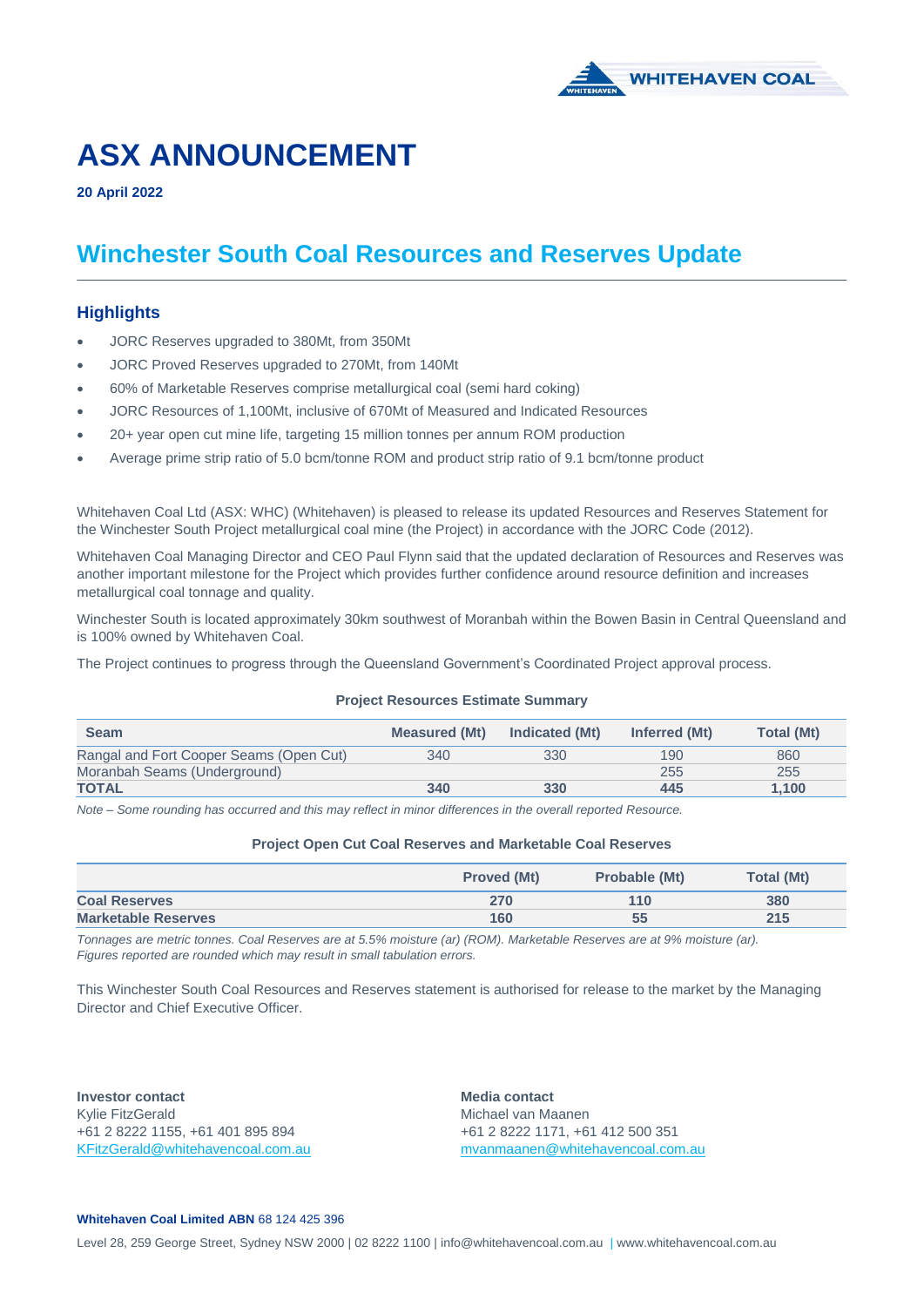# ASX ANNOUNCEMENT

**20 April 2022**

## Winchester South Coal Resources and Reserves Update

### Highlights

- JORC Reserves upgraded to 380Mt, from 350Mt
- JORC Proved Reserves upgraded to 270Mt, from 140Mt
- 60% of Marketable Reserves comprise metallurgical coal (semi hard coking)
- JORC Resources of 1,100Mt, inclusive of 670Mt of Measured and Indicated Resources
- 20+ year open cut mine life, targeting 15 million tonnes per annum ROM production
- Average prime strip ratio of 5.0 bcm/tonne ROM and product strip ratio of 9.1 bcm/tonne product

Whitehaven Coal Ltd (ASX: WHC) (Whitehaven) is pleased to release its updated Resources and Reserves Statement for the Winchester South Project metallurgical coal mine (the Project) in accordance with the JORC Code (2012).

Whitehaven Coal Managing Director and CEO Paul Flynn said that the updated declaration of Resources and Reserves was another important milestone for the Project which provides further confidence around resource definition and increases metallurgical coal tonnage and quality.

Winchester South is located approximately 30km southwest of Moranbah within the Bowen Basin in Central Queensland and is 100% owned by Whitehaven Coal.

The Project continues to progress through the Queensland Government's Coordinated Project approval process.

**Project Resources Estimate Summary**

| Seam | Measured (Mt) | Indicated (Mt) | Inferred (Mt) | Total (Mt) |
|---|---|---|---|---|
| Rangal and Fort Cooper Seams (Open Cut) | 340 | 330 | 190 | 860 |
| Moranbah Seams (Underground) | | | 255 | 255 |
| **TOTAL** | **340** | **330** | **445** | **1,100** |

*Note – Some rounding has occurred and this may reflect in minor differences in the overall reported Resource.*

**Project Open Cut Coal Reserves and Marketable Coal Reserves**

| | Proved (Mt) | Probable (Mt) | Total (Mt) |
|---|---|---|---|
| **Coal Reserves** | **270** | **110** | **380** |
| **Marketable Reserves** | **160** | **55** | **215** |

*Tonnages are metric tonnes. Coal Reserves are at 5.5% moisture (ar) (ROM). Marketable Reserves are at 9% moisture (ar). Figures reported are rounded which may result in small tabulation errors.*

This Winchester South Coal Resources and Reserves statement is authorised for release to the market by the Managing Director and Chief Executive Officer.

**Investor contact**
Kylie FitzGerald
+61 2 8222 1155, +61 401 895 894
KFitzGerald@whitehavencoal.com.au

**Media contact**
Michael van Maanen
+61 2 8222 1171, +61 412 500 351
mvanmaanen@whitehavencoal.com.au

**Whitehaven Coal Limited ABN** 68 124 425 396

Level 28, 259 George Street, Sydney NSW 2000 | 02 8222 1100 | info@whitehavencoal.com.au | www.whitehavencoal.com.au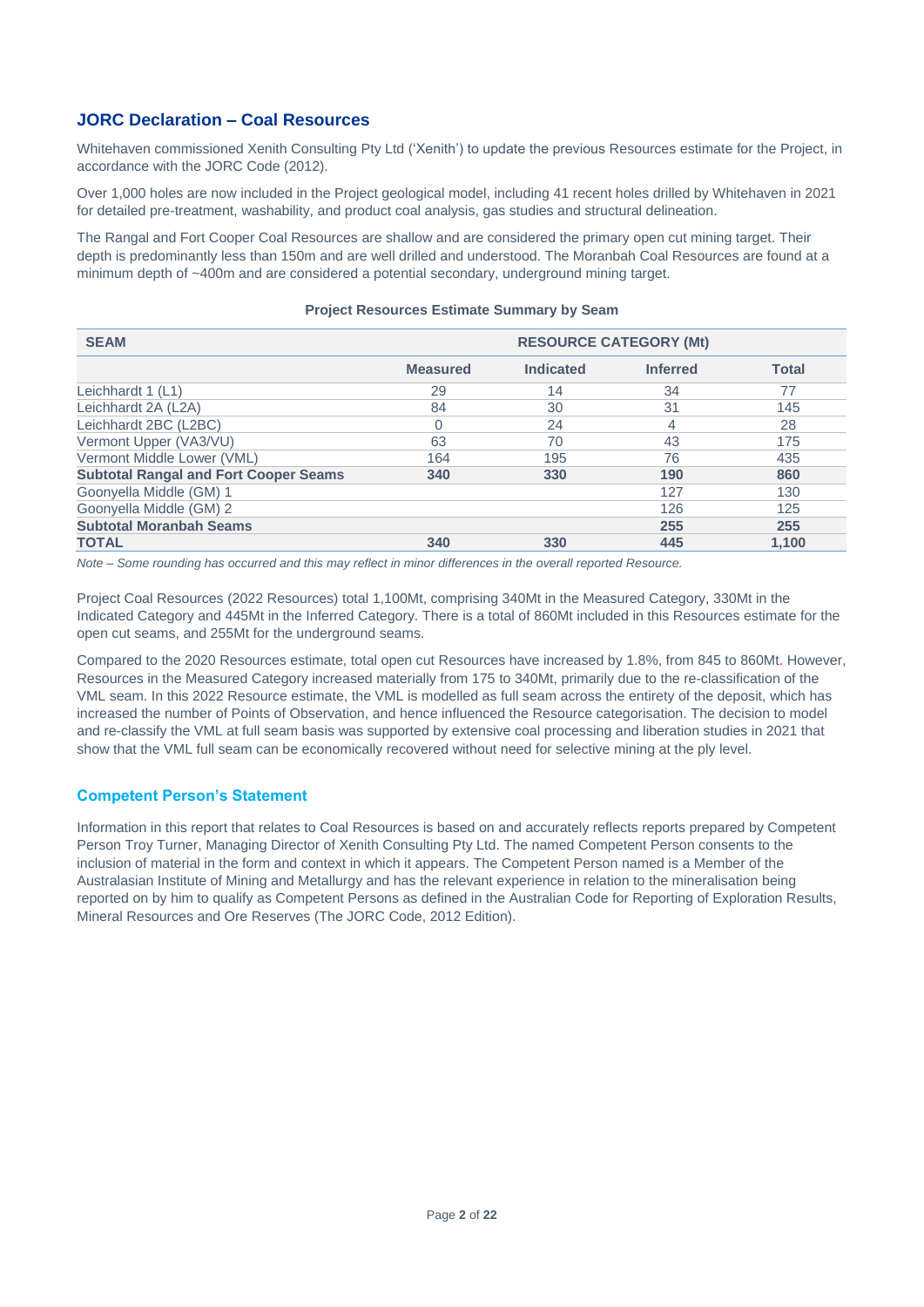## JORC Declaration – Coal Resources

Whitehaven commissioned Xenith Consulting Pty Ltd ('Xenith') to update the previous Resources estimate for the Project, in accordance with the JORC Code (2012).

Over 1,000 holes are now included in the Project geological model, including 41 recent holes drilled by Whitehaven in 2021 for detailed pre-treatment, washability, and product coal analysis, gas studies and structural delineation.

The Rangal and Fort Cooper Coal Resources are shallow and are considered the primary open cut mining target. Their depth is predominantly less than 150m and are well drilled and understood. The Moranbah Coal Resources are found at a minimum depth of ~400m and are considered a potential secondary, underground mining target.

**Project Resources Estimate Summary by Seam**

| SEAM | RESOURCE CATEGORY (Mt) | | | |
|---|---|---|---|---|
| | Measured | Indicated | Inferred | Total |
| Leichhardt 1 (L1) | 29 | 14 | 34 | 77 |
| Leichhardt 2A (L2A) | 84 | 30 | 31 | 145 |
| Leichhardt 2BC (L2BC) | 0 | 24 | 4 | 28 |
| Vermont Upper (VA3/VU) | 63 | 70 | 43 | 175 |
| Vermont Middle Lower (VML) | 164 | 195 | 76 | 435 |
| **Subtotal Rangal and Fort Cooper Seams** | **340** | **330** | **190** | **860** |
| Goonyella Middle (GM) 1 | | | 127 | 130 |
| Goonyella Middle (GM) 2 | | | 126 | 125 |
| **Subtotal Moranbah Seams** | | | **255** | **255** |
| **TOTAL** | **340** | **330** | **445** | **1,100** |

*Note – Some rounding has occurred and this may reflect in minor differences in the overall reported Resource.*

Project Coal Resources (2022 Resources) total 1,100Mt, comprising 340Mt in the Measured Category, 330Mt in the Indicated Category and 445Mt in the Inferred Category. There is a total of 860Mt included in this Resources estimate for the open cut seams, and 255Mt for the underground seams.

Compared to the 2020 Resources estimate, total open cut Resources have increased by 1.8%, from 845 to 860Mt. However, Resources in the Measured Category increased materially from 175 to 340Mt, primarily due to the re-classification of the VML seam. In this 2022 Resource estimate, the VML is modelled as full seam across the entirety of the deposit, which has increased the number of Points of Observation, and hence influenced the Resource categorisation. The decision to model and re-classify the VML at full seam basis was supported by extensive coal processing and liberation studies in 2021 that show that the VML full seam can be economically recovered without need for selective mining at the ply level.

### Competent Person's Statement

Information in this report that relates to Coal Resources is based on and accurately reflects reports prepared by Competent Person Troy Turner, Managing Director of Xenith Consulting Pty Ltd. The named Competent Person consents to the inclusion of material in the form and context in which it appears. The Competent Person named is a Member of the Australasian Institute of Mining and Metallurgy and has the relevant experience in relation to the mineralisation being reported on by him to qualify as Competent Persons as defined in the Australian Code for Reporting of Exploration Results, Mineral Resources and Ore Reserves (The JORC Code, 2012 Edition).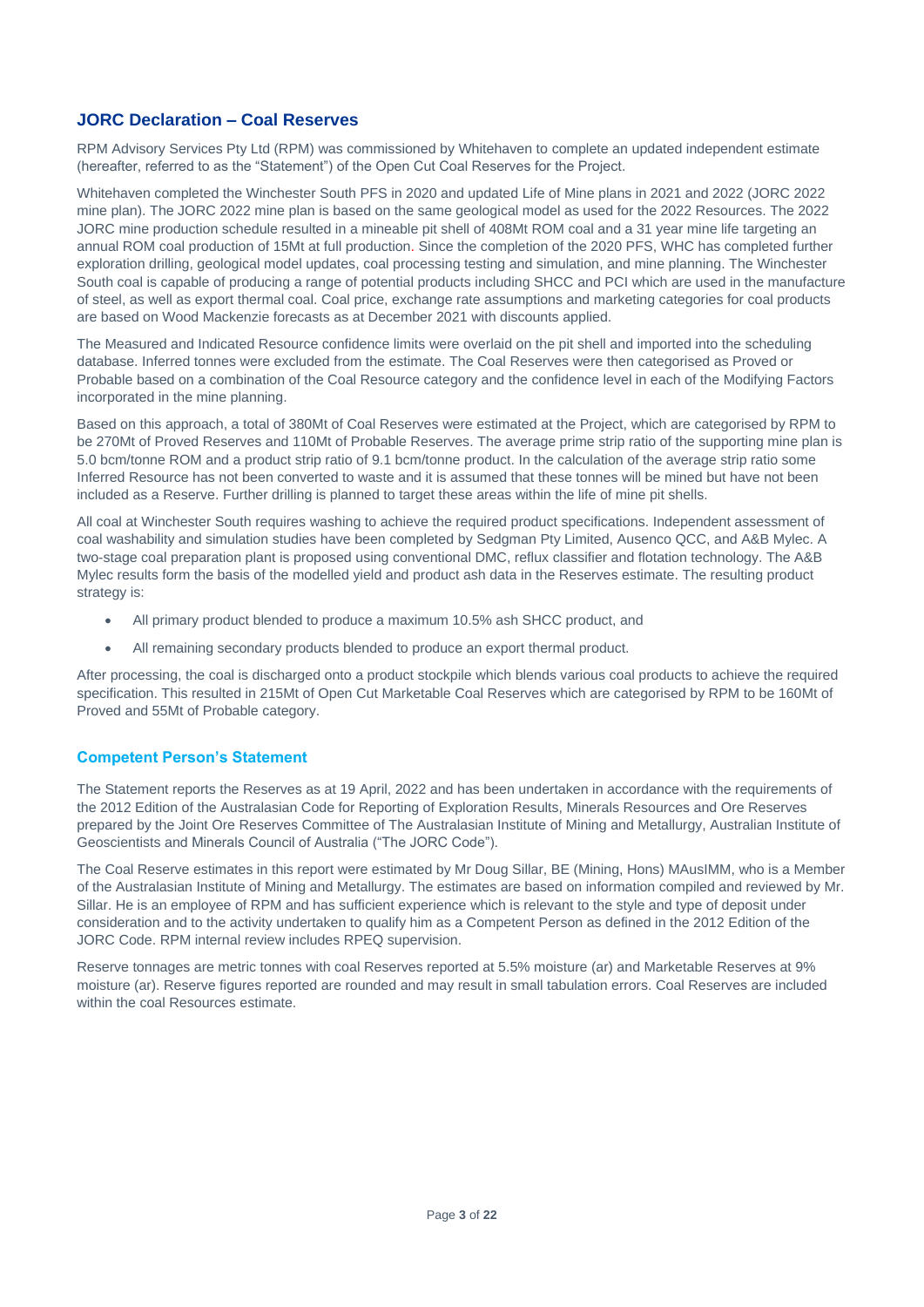## JORC Declaration – Coal Reserves

RPM Advisory Services Pty Ltd (RPM) was commissioned by Whitehaven to complete an updated independent estimate (hereafter, referred to as the "Statement") of the Open Cut Coal Reserves for the Project.

Whitehaven completed the Winchester South PFS in 2020 and updated Life of Mine plans in 2021 and 2022 (JORC 2022 mine plan). The JORC 2022 mine plan is based on the same geological model as used for the 2022 Resources. The 2022 JORC mine production schedule resulted in a mineable pit shell of 408Mt ROM coal and a 31 year mine life targeting an annual ROM coal production of 15Mt at full production. Since the completion of the 2020 PFS, WHC has completed further exploration drilling, geological model updates, coal processing testing and simulation, and mine planning. The Winchester South coal is capable of producing a range of potential products including SHCC and PCI which are used in the manufacture of steel, as well as export thermal coal. Coal price, exchange rate assumptions and marketing categories for coal products are based on Wood Mackenzie forecasts as at December 2021 with discounts applied.

The Measured and Indicated Resource confidence limits were overlaid on the pit shell and imported into the scheduling database. Inferred tonnes were excluded from the estimate. The Coal Reserves were then categorised as Proved or Probable based on a combination of the Coal Resource category and the confidence level in each of the Modifying Factors incorporated in the mine planning.

Based on this approach, a total of 380Mt of Coal Reserves were estimated at the Project, which are categorised by RPM to be 270Mt of Proved Reserves and 110Mt of Probable Reserves. The average prime strip ratio of the supporting mine plan is 5.0 bcm/tonne ROM and a product strip ratio of 9.1 bcm/tonne product. In the calculation of the average strip ratio some Inferred Resource has not been converted to waste and it is assumed that these tonnes will be mined but have not been included as a Reserve. Further drilling is planned to target these areas within the life of mine pit shells.

All coal at Winchester South requires washing to achieve the required product specifications. Independent assessment of coal washability and simulation studies have been completed by Sedgman Pty Limited, Ausenco QCC, and A&B Mylec. A two-stage coal preparation plant is proposed using conventional DMC, reflux classifier and flotation technology. The A&B Mylec results form the basis of the modelled yield and product ash data in the Reserves estimate. The resulting product strategy is:

- All primary product blended to produce a maximum 10.5% ash SHCC product, and
- All remaining secondary products blended to produce an export thermal product.

After processing, the coal is discharged onto a product stockpile which blends various coal products to achieve the required specification. This resulted in 215Mt of Open Cut Marketable Coal Reserves which are categorised by RPM to be 160Mt of Proved and 55Mt of Probable category.

### Competent Person's Statement

The Statement reports the Reserves as at 19 April, 2022 and has been undertaken in accordance with the requirements of the 2012 Edition of the Australasian Code for Reporting of Exploration Results, Minerals Resources and Ore Reserves prepared by the Joint Ore Reserves Committee of The Australasian Institute of Mining and Metallurgy, Australian Institute of Geoscientists and Minerals Council of Australia ("The JORC Code").

The Coal Reserve estimates in this report were estimated by Mr Doug Sillar, BE (Mining, Hons) MAusIMM, who is a Member of the Australasian Institute of Mining and Metallurgy. The estimates are based on information compiled and reviewed by Mr. Sillar. He is an employee of RPM and has sufficient experience which is relevant to the style and type of deposit under consideration and to the activity undertaken to qualify him as a Competent Person as defined in the 2012 Edition of the JORC Code. RPM internal review includes RPEQ supervision.

Reserve tonnages are metric tonnes with coal Reserves reported at 5.5% moisture (ar) and Marketable Reserves at 9% moisture (ar). Reserve figures reported are rounded and may result in small tabulation errors. Coal Reserves are included within the coal Resources estimate.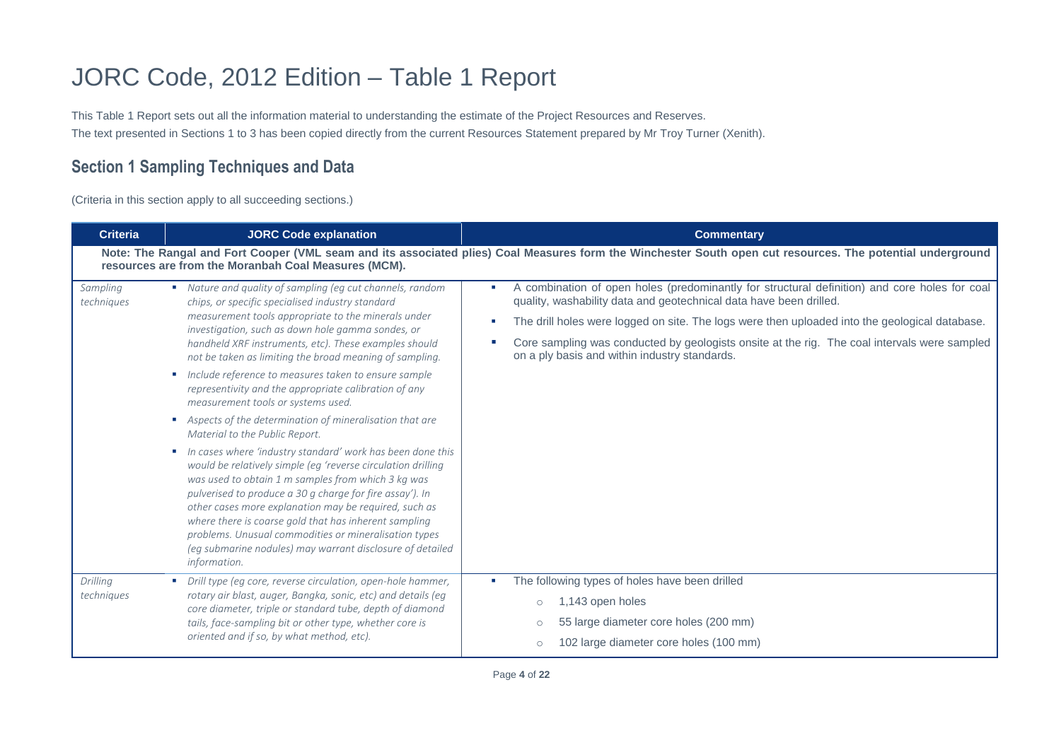# JORC Code, 2012 Edition – Table 1 Report

This Table 1 Report sets out all the information material to understanding the estimate of the Project Resources and Reserves.

The text presented in Sections 1 to 3 has been copied directly from the current Resources Statement prepared by Mr Troy Turner (Xenith).

## Section 1 Sampling Techniques and Data

(Criteria in this section apply to all succeeding sections.)

| Criteria | JORC Code explanation | Commentary |
|---|---|---|
| **Note: The Rangal and Fort Cooper (VML seam and its associated plies) Coal Measures form the Winchester South open cut resources. The potential underground resources are from the Moranbah Coal Measures (MCM).** | | |
| *Sampling techniques* | <ul><li>*Nature and quality of sampling (eg cut channels, random chips, or specific specialised industry standard measurement tools appropriate to the minerals under investigation, such as down hole gamma sondes, or handheld XRF instruments, etc). These examples should not be taken as limiting the broad meaning of sampling.*</li><li>*Include reference to measures taken to ensure sample representivity and the appropriate calibration of any measurement tools or systems used.*</li><li>*Aspects of the determination of mineralisation that are Material to the Public Report.*</li><li>*In cases where 'industry standard' work has been done this would be relatively simple (eg 'reverse circulation drilling was used to obtain 1 m samples from which 3 kg was pulverised to produce a 30 g charge for fire assay'). In other cases more explanation may be required, such as where there is coarse gold that has inherent sampling problems. Unusual commodities or mineralisation types (eg submarine nodules) may warrant disclosure of detailed information.*</li></ul> | <ul><li>A combination of open holes (predominantly for structural definition) and core holes for coal quality, washability data and geotechnical data have been drilled.</li><li>The drill holes were logged on site. The logs were then uploaded into the geological database.</li><li>Core sampling was conducted by geologists onsite at the rig. The coal intervals were sampled on a ply basis and within industry standards.</li></ul> |
| *Drilling techniques* | <ul><li>*Drill type (eg core, reverse circulation, open-hole hammer, rotary air blast, auger, Bangka, sonic, etc) and details (eg core diameter, triple or standard tube, depth of diamond tails, face-sampling bit or other type, whether core is oriented and if so, by what method, etc).*</li></ul> | <ul><li>The following types of holes have been drilled<ul><li>1,143 open holes</li><li>55 large diameter core holes (200 mm)</li><li>102 large diameter core holes (100 mm)</li></ul></li></ul> |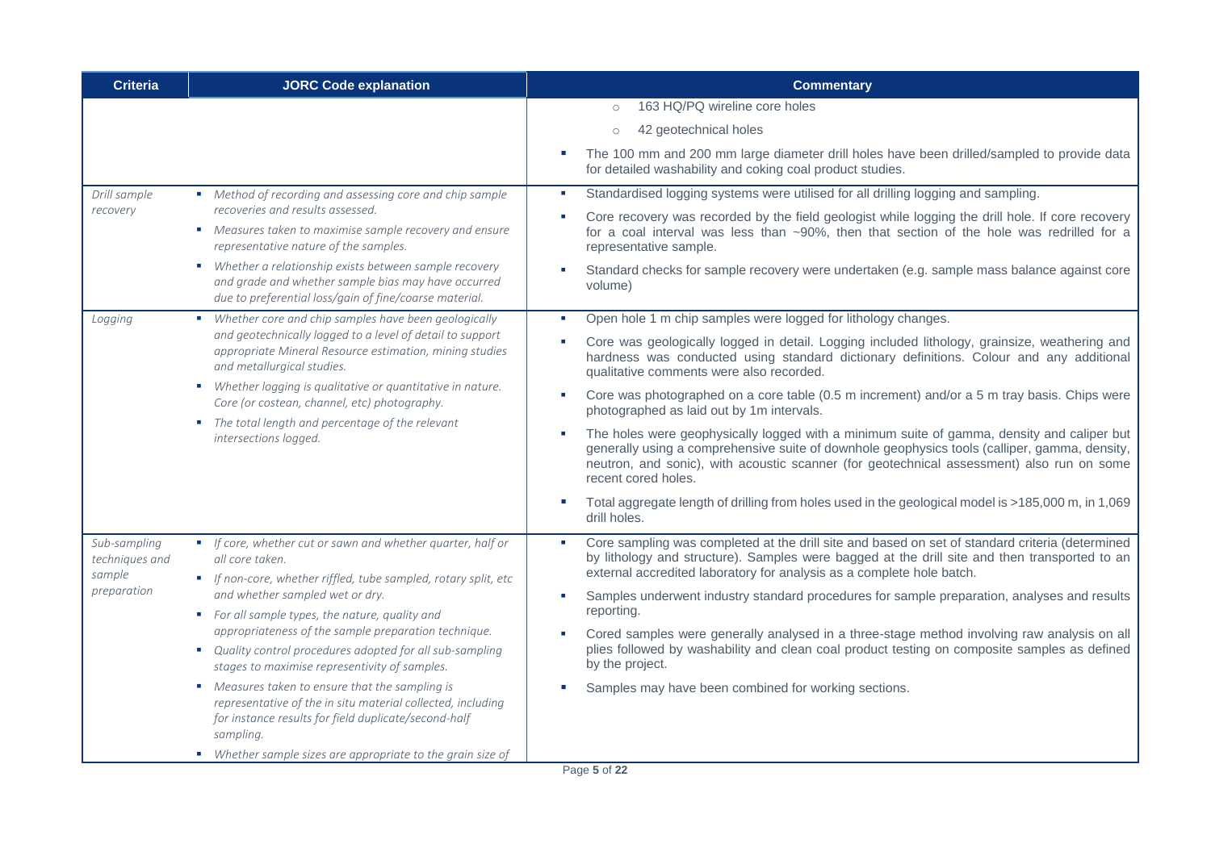| Criteria | JORC Code explanation | Commentary |
|---|---|---|
| | | ○ 163 HQ/PQ wireline core holes<br>○ 42 geotechnical holes<br>▪ The 100 mm and 200 mm large diameter drill holes have been drilled/sampled to provide data for detailed washability and coking coal product studies. |
| *Drill sample recovery* | ▪ *Method of recording and assessing core and chip sample recoveries and results assessed.*<br>▪ *Measures taken to maximise sample recovery and ensure representative nature of the samples.*<br>▪ *Whether a relationship exists between sample recovery and grade and whether sample bias may have occurred due to preferential loss/gain of fine/coarse material.* | ▪ Standardised logging systems were utilised for all drilling logging and sampling.<br>▪ Core recovery was recorded by the field geologist while logging the drill hole. If core recovery for a coal interval was less than ~90%, then that section of the hole was redrilled for a representative sample.<br>▪ Standard checks for sample recovery were undertaken (e.g. sample mass balance against core volume) |
| *Logging* | ▪ *Whether core and chip samples have been geologically and geotechnically logged to a level of detail to support appropriate Mineral Resource estimation, mining studies and metallurgical studies.*<br>▪ *Whether logging is qualitative or quantitative in nature. Core (or costean, channel, etc) photography.*<br>▪ *The total length and percentage of the relevant intersections logged.* | ▪ Open hole 1 m chip samples were logged for lithology changes.<br>▪ Core was geologically logged in detail. Logging included lithology, grainsize, weathering and hardness was conducted using standard dictionary definitions. Colour and any additional qualitative comments were also recorded.<br>▪ Core was photographed on a core table (0.5 m increment) and/or a 5 m tray basis. Chips were photographed as laid out by 1m intervals.<br>▪ The holes were geophysically logged with a minimum suite of gamma, density and caliper but generally using a comprehensive suite of downhole geophysics tools (calliper, gamma, density, neutron, and sonic), with acoustic scanner (for geotechnical assessment) also run on some recent cored holes.<br>▪ Total aggregate length of drilling from holes used in the geological model is >185,000 m, in 1,069 drill holes. |
| *Sub-sampling techniques and sample preparation* | ▪ *If core, whether cut or sawn and whether quarter, half or all core taken.*<br>▪ *If non-core, whether riffled, tube sampled, rotary split, etc and whether sampled wet or dry.*<br>▪ *For all sample types, the nature, quality and appropriateness of the sample preparation technique.*<br>▪ *Quality control procedures adopted for all sub-sampling stages to maximise representivity of samples.*<br>▪ *Measures taken to ensure that the sampling is representative of the in situ material collected, including for instance results for field duplicate/second-half sampling.*<br>▪ *Whether sample sizes are appropriate to the grain size of* | ▪ Core sampling was completed at the drill site and based on set of standard criteria (determined by lithology and structure). Samples were bagged at the drill site and then transported to an external accredited laboratory for analysis as a complete hole batch.<br>▪ Samples underwent industry standard procedures for sample preparation, analyses and results reporting.<br>▪ Cored samples were generally analysed in a three-stage method involving raw analysis on all plies followed by washability and clean coal product testing on composite samples as defined by the project.<br>▪ Samples may have been combined for working sections. |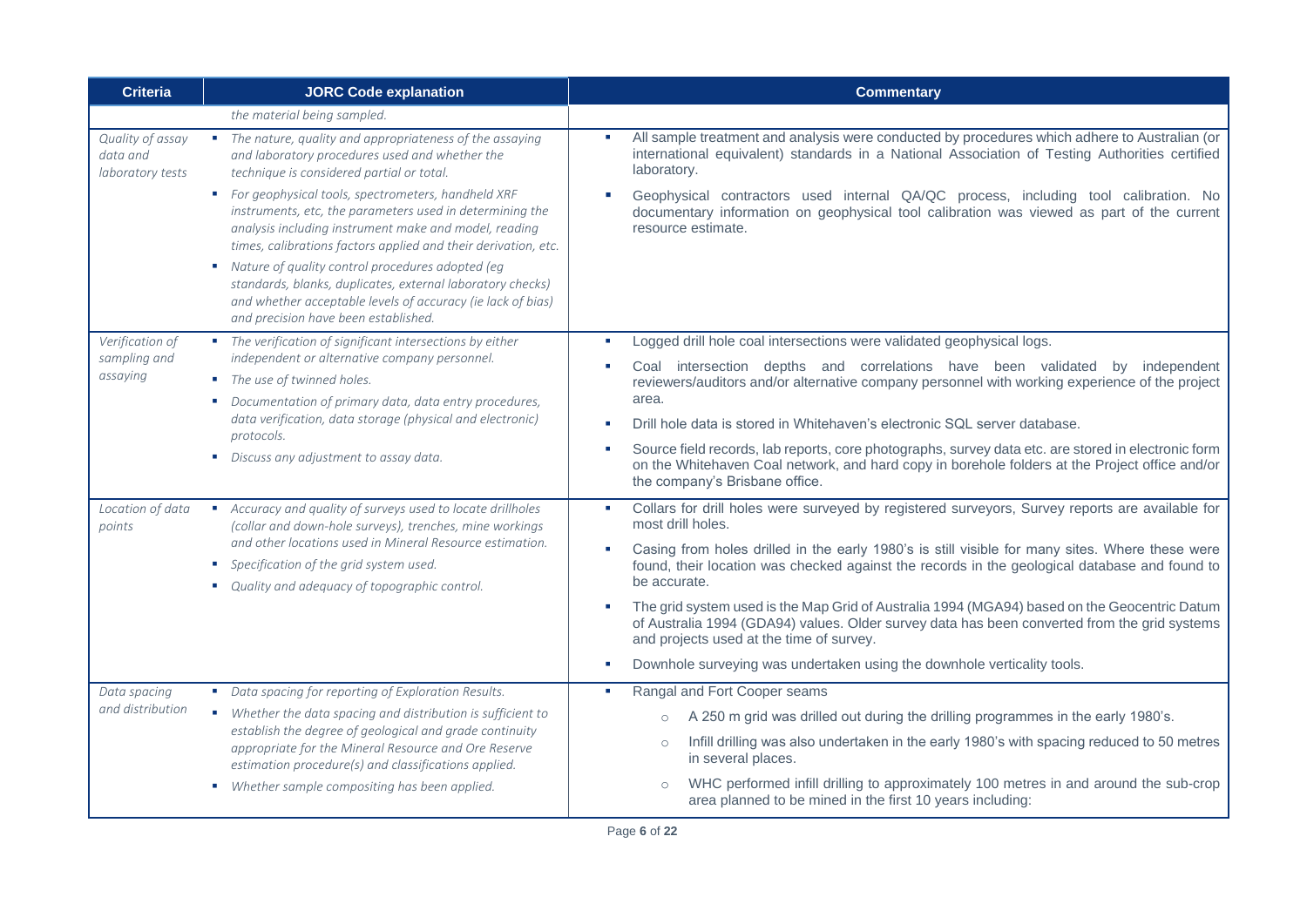| Criteria | JORC Code explanation | Commentary |
| --- | --- | --- |
| | *the material being sampled.* | |
| *Quality of assay data and laboratory tests* | ▪ *The nature, quality and appropriateness of the assaying and laboratory procedures used and whether the technique is considered partial or total.*<br>▪ *For geophysical tools, spectrometers, handheld XRF instruments, etc, the parameters used in determining the analysis including instrument make and model, reading times, calibrations factors applied and their derivation, etc.*<br>▪ *Nature of quality control procedures adopted (eg standards, blanks, duplicates, external laboratory checks) and whether acceptable levels of accuracy (ie lack of bias) and precision have been established.* | ▪ All sample treatment and analysis were conducted by procedures which adhere to Australian (or international equivalent) standards in a National Association of Testing Authorities certified laboratory.<br>▪ Geophysical contractors used internal QA/QC process, including tool calibration. No documentary information on geophysical tool calibration was viewed as part of the current resource estimate. |
| *Verification of sampling and assaying* | ▪ *The verification of significant intersections by either independent or alternative company personnel.*<br>▪ *The use of twinned holes.*<br>▪ *Documentation of primary data, data entry procedures, data verification, data storage (physical and electronic) protocols.*<br>▪ *Discuss any adjustment to assay data.* | ▪ Logged drill hole coal intersections were validated geophysical logs.<br>▪ Coal intersection depths and correlations have been validated by independent reviewers/auditors and/or alternative company personnel with working experience of the project area.<br>▪ Drill hole data is stored in Whitehaven's electronic SQL server database.<br>▪ Source field records, lab reports, core photographs, survey data etc. are stored in electronic form on the Whitehaven Coal network, and hard copy in borehole folders at the Project office and/or the company's Brisbane office. |
| *Location of data points* | ▪ *Accuracy and quality of surveys used to locate drillholes (collar and down-hole surveys), trenches, mine workings and other locations used in Mineral Resource estimation.*<br>▪ *Specification of the grid system used.*<br>▪ *Quality and adequacy of topographic control.* | ▪ Collars for drill holes were surveyed by registered surveyors, Survey reports are available for most drill holes.<br>▪ Casing from holes drilled in the early 1980's is still visible for many sites. Where these were found, their location was checked against the records in the geological database and found to be accurate.<br>▪ The grid system used is the Map Grid of Australia 1994 (MGA94) based on the Geocentric Datum of Australia 1994 (GDA94) values. Older survey data has been converted from the grid systems and projects used at the time of survey.<br>▪ Downhole surveying was undertaken using the downhole verticality tools. |
| *Data spacing and distribution* | ▪ *Data spacing for reporting of Exploration Results.*<br>▪ *Whether the data spacing and distribution is sufficient to establish the degree of geological and grade continuity appropriate for the Mineral Resource and Ore Reserve estimation procedure(s) and classifications applied.*<br>▪ *Whether sample compositing has been applied.* | ▪ Rangal and Fort Cooper seams<br>&nbsp;&nbsp;○ A 250 m grid was drilled out during the drilling programmes in the early 1980's.<br>&nbsp;&nbsp;○ Infill drilling was also undertaken in the early 1980's with spacing reduced to 50 metres in several places.<br>&nbsp;&nbsp;○ WHC performed infill drilling to approximately 100 metres in and around the sub-crop area planned to be mined in the first 10 years including: |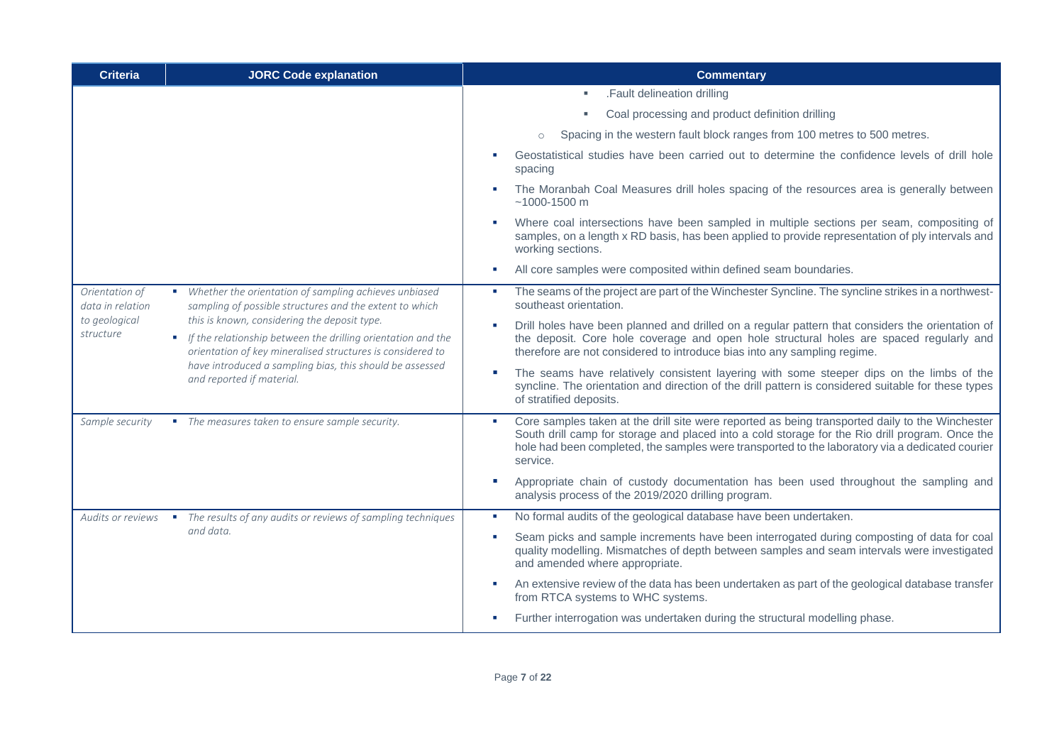| Criteria | JORC Code explanation | Commentary |
|---|---|---|
| | | ▪ .Fault delineation drilling<br>▪ Coal processing and product definition drilling<br>○ Spacing in the western fault block ranges from 100 metres to 500 metres.<br>▪ Geostatistical studies have been carried out to determine the confidence levels of drill hole spacing<br>▪ The Moranbah Coal Measures drill holes spacing of the resources area is generally between ~1000-1500 m<br>▪ Where coal intersections have been sampled in multiple sections per seam, compositing of samples, on a length x RD basis, has been applied to provide representation of ply intervals and working sections.<br>▪ All core samples were composited within defined seam boundaries. |
| *Orientation of data in relation to geological structure* | ▪ *Whether the orientation of sampling achieves unbiased sampling of possible structures and the extent to which this is known, considering the deposit type.*<br>▪ *If the relationship between the drilling orientation and the orientation of key mineralised structures is considered to have introduced a sampling bias, this should be assessed and reported if material.* | ▪ The seams of the project are part of the Winchester Syncline. The syncline strikes in a northwest-southeast orientation.<br>▪ Drill holes have been planned and drilled on a regular pattern that considers the orientation of the deposit. Core hole coverage and open hole structural holes are spaced regularly and therefore are not considered to introduce bias into any sampling regime.<br>▪ The seams have relatively consistent layering with some steeper dips on the limbs of the syncline. The orientation and direction of the drill pattern is considered suitable for these types of stratified deposits. |
| *Sample security* | ▪ *The measures taken to ensure sample security.* | ▪ Core samples taken at the drill site were reported as being transported daily to the Winchester South drill camp for storage and placed into a cold storage for the Rio drill program. Once the hole had been completed, the samples were transported to the laboratory via a dedicated courier service.<br>▪ Appropriate chain of custody documentation has been used throughout the sampling and analysis process of the 2019/2020 drilling program. |
| *Audits or reviews* | ▪ *The results of any audits or reviews of sampling techniques and data.* | ▪ No formal audits of the geological database have been undertaken.<br>▪ Seam picks and sample increments have been interrogated during composting of data for coal quality modelling. Mismatches of depth between samples and seam intervals were investigated and amended where appropriate.<br>▪ An extensive review of the data has been undertaken as part of the geological database transfer from RTCA systems to WHC systems.<br>▪ Further interrogation was undertaken during the structural modelling phase. |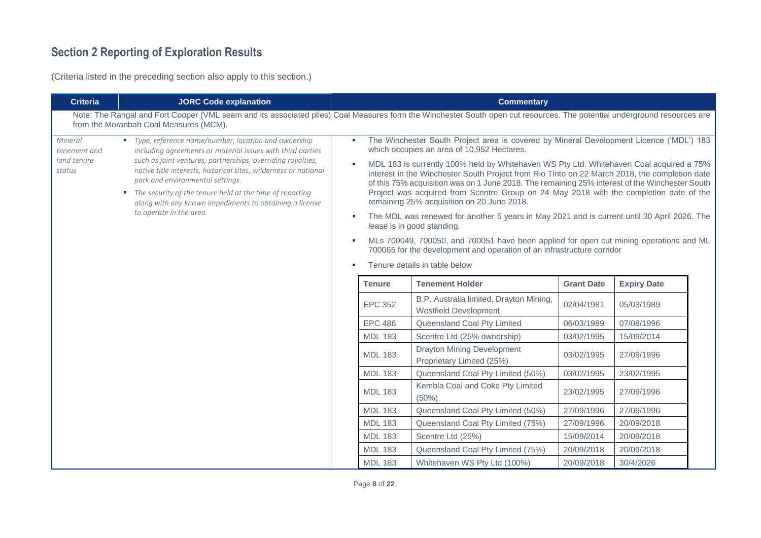## Section 2 Reporting of Exploration Results

(Criteria listed in the preceding section also apply to this section.)

| Criteria | JORC Code explanation | Commentary |
|---|---|---|
| Note: The Rangal and Fort Cooper (VML seam and its associated plies) Coal Measures form the Winchester South open cut resources. The potential underground resources are from the Moranbah Coal Measures (MCM). | | |
| *Mineral tenement and land tenure status* | ▪ *Type, reference name/number, location and ownership including agreements or material issues with third parties such as joint ventures, partnerships, overriding royalties, native title interests, historical sites, wilderness or national park and environmental settings.* ▪ *The security of the tenure held at the time of reporting along with any known impediments to obtaining a license to operate in the area.* | ▪ The Winchester South Project area is covered by Mineral Development Licence ('MDL') 183 which occupies an area of 10,952 Hectares. ▪ MDL 183 is currently 100% held by Whitehaven WS Pty Ltd. Whitehaven Coal acquired a 75% interest in the Winchester South Project from Rio Tinto on 22 March 2018, the completion date of this 75% acquisition was on 1 June 2018. The remaining 25% interest of the Winchester South Project was acquired from Scentre Group on 24 May 2018 with the completion date of the remaining 25% acquisition on 20 June 2018. ▪ The MDL was renewed for another 5 years in May 2021 and is current until 30 April 2026. The lease is in good standing. ▪ MLs 700049, 700050, and 700051 have been applied for open cut mining operations and ML 700065 for the development and operation of an infrastructure corridor ▪ Tenure details in table below |

| Tenure | Tenement Holder | Grant Date | Expiry Date |
|---|---|---|---|
| EPC 352 | B.P. Australia limited, Drayton Mining, Westfield Development | 02/04/1981 | 05/03/1989 |
| EPC 486 | Queensland Coal Pty Limited | 06/03/1989 | 07/08/1996 |
| MDL 183 | Scentre Ltd (25% ownership) | 03/02/1995 | 15/09/2014 |
| MDL 183 | Drayton Mining Development Proprietary Limited (25%) | 03/02/1995 | 27/09/1996 |
| MDL 183 | Queensland Coal Pty Limited (50%) | 03/02/1995 | 23/02/1995 |
| MDL 183 | Kembla Coal and Coke Pty Limited (50%) | 23/02/1995 | 27/09/1996 |
| MDL 183 | Queensland Coal Pty Limited (50%) | 27/09/1996 | 27/09/1996 |
| MDL 183 | Queensland Coal Pty Limited (75%) | 27/09/1996 | 20/09/2018 |
| MDL 183 | Scentre Ltd (25%) | 15/09/2014 | 20/09/2018 |
| MDL 183 | Queensland Coal Pty Limited (75%) | 20/09/2018 | 20/09/2018 |
| MDL 183 | Whitehaven WS Pty Ltd (100%) | 20/09/2018 | 30/4/2026 |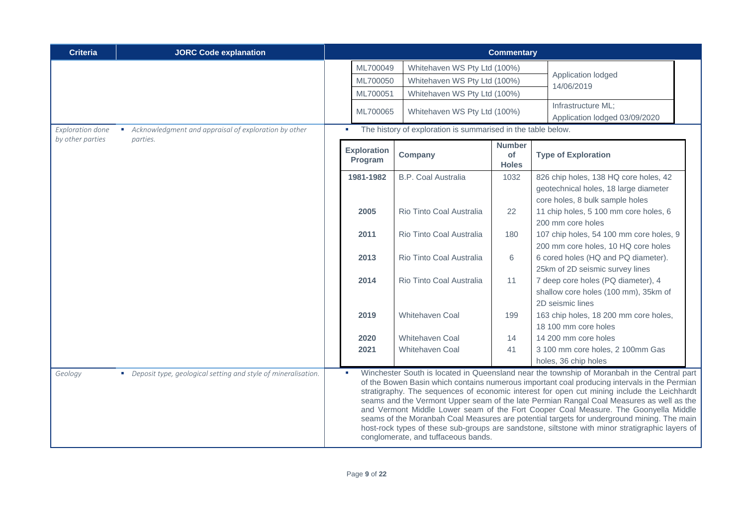| Criteria | JORC Code explanation | Commentary |
|---|---|---|
| | | |

| ML700049 | Whitehaven WS Pty Ltd (100%) | Application lodged 14/06/2019 |
|---|---|---|
| ML700050 | Whitehaven WS Pty Ltd (100%) | |
| ML700051 | Whitehaven WS Pty Ltd (100%) | |
| ML700065 | Whitehaven WS Pty Ltd (100%) | Infrastructure ML; Application lodged 03/09/2020 |

| Criteria | JORC Code explanation | Commentary |
|---|---|---|
| *Exploration done by other parties* | ▪ *Acknowledgment and appraisal of exploration by other parties.* | ▪ The history of exploration is summarised in the table below. |

| Exploration Program | Company | Number of Holes | Type of Exploration |
|---|---|---|---|
| **1981-1982** | B.P. Coal Australia | 1032 | 826 chip holes, 138 HQ core holes, 42 geotechnical holes, 18 large diameter core holes, 8 bulk sample holes |
| **2005** | Rio Tinto Coal Australia | 22 | 11 chip holes, 5 100 mm core holes, 6 200 mm core holes |
| **2011** | Rio Tinto Coal Australia | 180 | 107 chip holes, 54 100 mm core holes, 9 200 mm core holes, 10 HQ core holes |
| **2013** | Rio Tinto Coal Australia | 6 | 6 cored holes (HQ and PQ diameter). 25km of 2D seismic survey lines |
| **2014** | Rio Tinto Coal Australia | 11 | 7 deep core holes (PQ diameter), 4 shallow core holes (100 mm), 35km of 2D seismic lines |
| **2019** | Whitehaven Coal | 199 | 163 chip holes, 18 200 mm core holes, 18 100 mm core holes |
| **2020** | Whitehaven Coal | 14 | 14 200 mm core holes |
| **2021** | Whitehaven Coal | 41 | 3 100 mm core holes, 2 100mm Gas holes, 36 chip holes |

| Criteria | JORC Code explanation | Commentary |
|---|---|---|
| *Geology* | ▪ *Deposit type, geological setting and style of mineralisation.* | ▪ Winchester South is located in Queensland near the township of Moranbah in the Central part of the Bowen Basin which contains numerous important coal producing intervals in the Permian stratigraphy. The sequences of economic interest for open cut mining include the Leichhardt seams and the Vermont Upper seam of the late Permian Rangal Coal Measures as well as the and Vermont Middle Lower seam of the Fort Cooper Coal Measure. The Goonyella Middle seams of the Moranbah Coal Measures are potential targets for underground mining. The main host-rock types of these sub-groups are sandstone, siltstone with minor stratigraphic layers of conglomerate, and tuffaceous bands. |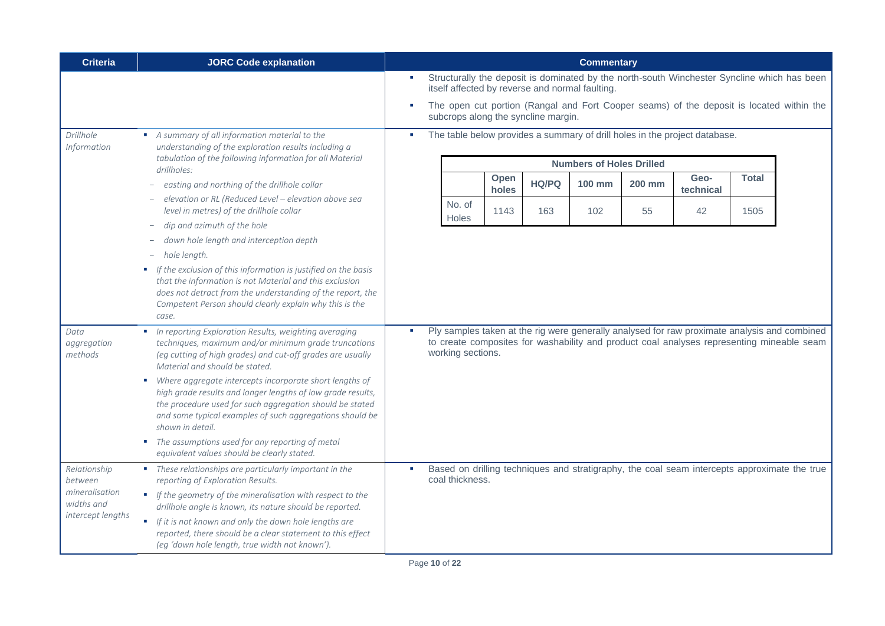| Criteria | JORC Code explanation | Commentary |
|---|---|---|
| | | ▪ Structurally the deposit is dominated by the north-south Winchester Syncline which has been itself affected by reverse and normal faulting.<br>▪ The open cut portion (Rangal and Fort Cooper seams) of the deposit is located within the subcrops along the syncline margin. |
| *Drillhole Information* | ▪ *A summary of all information material to the understanding of the exploration results including a tabulation of the following information for all Material drillholes:*<br>– *easting and northing of the drillhole collar*<br>– *elevation or RL (Reduced Level – elevation above sea level in metres) of the drillhole collar*<br>– *dip and azimuth of the hole*<br>– *down hole length and interception depth*<br>– *hole length.*<br>▪ *If the exclusion of this information is justified on the basis that the information is not Material and this exclusion does not detract from the understanding of the report, the Competent Person should clearly explain why this is the case.* | ▪ The table below provides a summary of drill holes in the project database.<br><br>**Numbers of Holes Drilled**<br>Open holes: 1143; HQ/PQ: 163; 100 mm: 102; 200 mm: 55; Geo-technical: 42; Total: 1505 |
| *Data aggregation methods* | ▪ *In reporting Exploration Results, weighting averaging techniques, maximum and/or minimum grade truncations (eg cutting of high grades) and cut-off grades are usually Material and should be stated.*<br>▪ *Where aggregate intercepts incorporate short lengths of high grade results and longer lengths of low grade results, the procedure used for such aggregation should be stated and some typical examples of such aggregations should be shown in detail.*<br>▪ *The assumptions used for any reporting of metal equivalent values should be clearly stated.* | ▪ Ply samples taken at the rig were generally analysed for raw proximate analysis and combined to create composites for washability and product coal analyses representing mineable seam working sections. |
| *Relationship between mineralisation widths and intercept lengths* | ▪ *These relationships are particularly important in the reporting of Exploration Results.*<br>▪ *If the geometry of the mineralisation with respect to the drillhole angle is known, its nature should be reported.*<br>▪ *If it is not known and only the down hole lengths are reported, there should be a clear statement to this effect (eg 'down hole length, true width not known').* | ▪ Based on drilling techniques and stratigraphy, the coal seam intercepts approximate the true coal thickness. |

**Numbers of Holes Drilled**

| | Open holes | HQ/PQ | 100 mm | 200 mm | Geo-technical | Total |
|---|---|---|---|---|---|---|
| No. of Holes | 1143 | 163 | 102 | 55 | 42 | 1505 |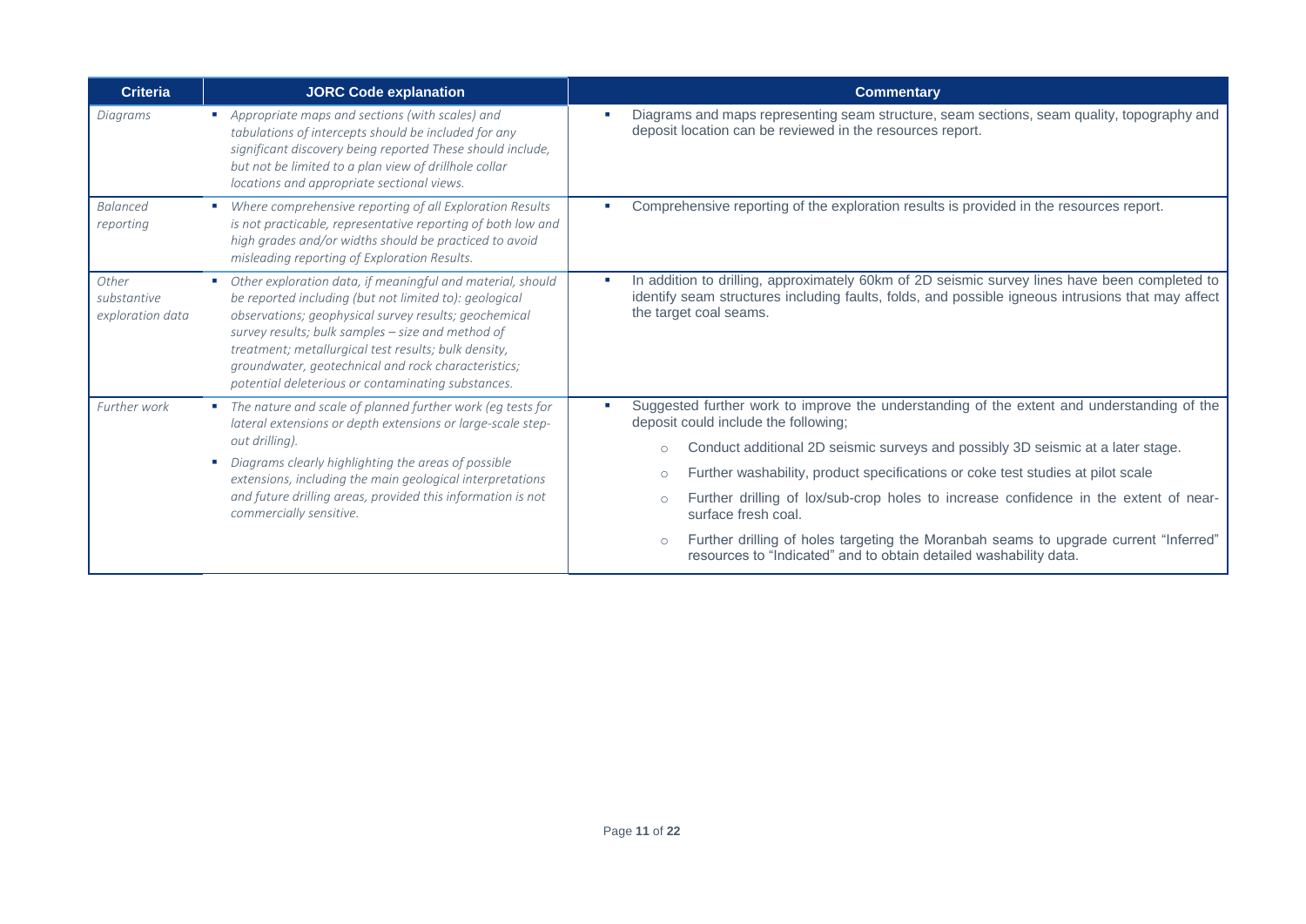| Criteria | JORC Code explanation | Commentary |
|---|---|---|
| *Diagrams* | ▪ *Appropriate maps and sections (with scales) and tabulations of intercepts should be included for any significant discovery being reported These should include, but not be limited to a plan view of drillhole collar locations and appropriate sectional views.* | ▪ Diagrams and maps representing seam structure, seam sections, seam quality, topography and deposit location can be reviewed in the resources report. |
| *Balanced reporting* | ▪ *Where comprehensive reporting of all Exploration Results is not practicable, representative reporting of both low and high grades and/or widths should be practiced to avoid misleading reporting of Exploration Results.* | ▪ Comprehensive reporting of the exploration results is provided in the resources report. |
| *Other substantive exploration data* | ▪ *Other exploration data, if meaningful and material, should be reported including (but not limited to): geological observations; geophysical survey results; geochemical survey results; bulk samples – size and method of treatment; metallurgical test results; bulk density, groundwater, geotechnical and rock characteristics; potential deleterious or contaminating substances.* | ▪ In addition to drilling, approximately 60km of 2D seismic survey lines have been completed to identify seam structures including faults, folds, and possible igneous intrusions that may affect the target coal seams. |
| *Further work* | ▪ *The nature and scale of planned further work (eg tests for lateral extensions or depth extensions or large-scale step-out drilling).*<br>▪ *Diagrams clearly highlighting the areas of possible extensions, including the main geological interpretations and future drilling areas, provided this information is not commercially sensitive.* | ▪ Suggested further work to improve the understanding of the extent and understanding of the deposit could include the following;<br>○ Conduct additional 2D seismic surveys and possibly 3D seismic at a later stage.<br>○ Further washability, product specifications or coke test studies at pilot scale<br>○ Further drilling of lox/sub-crop holes to increase confidence in the extent of near-surface fresh coal.<br>○ Further drilling of holes targeting the Moranbah seams to upgrade current "Inferred" resources to "Indicated" and to obtain detailed washability data. |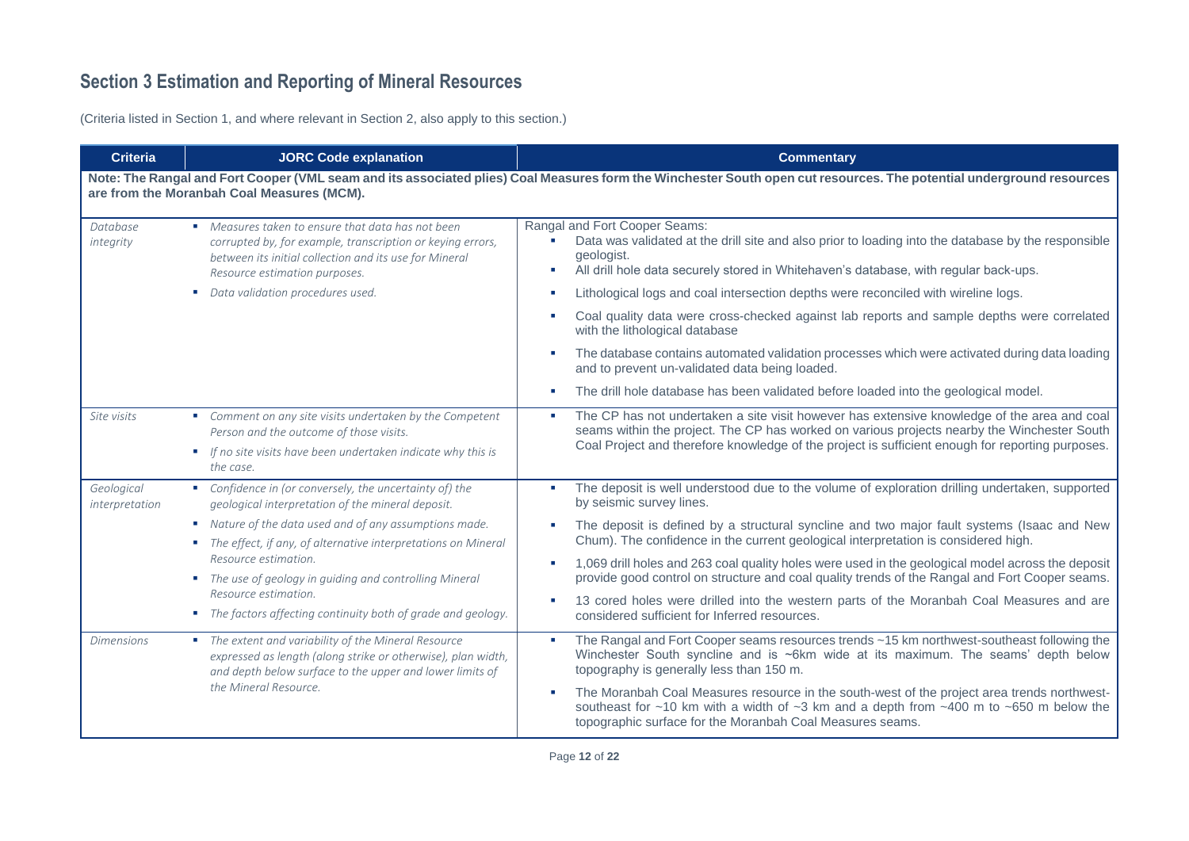## Section 3 Estimation and Reporting of Mineral Resources

(Criteria listed in Section 1, and where relevant in Section 2, also apply to this section.)

| Criteria | JORC Code explanation | Commentary |
|---|---|---|
| **Note: The Rangal and Fort Cooper (VML seam and its associated plies) Coal Measures form the Winchester South open cut resources. The potential underground resources are from the Moranbah Coal Measures (MCM).** | | |
| *Database integrity* | ▪ *Measures taken to ensure that data has not been corrupted by, for example, transcription or keying errors, between its initial collection and its use for Mineral Resource estimation purposes.*<br>▪ *Data validation procedures used.* | Rangal and Fort Cooper Seams:<br>▪ Data was validated at the drill site and also prior to loading into the database by the responsible geologist.<br>▪ All drill hole data securely stored in Whitehaven's database, with regular back-ups.<br>▪ Lithological logs and coal intersection depths were reconciled with wireline logs.<br>▪ Coal quality data were cross-checked against lab reports and sample depths were correlated with the lithological database<br>▪ The database contains automated validation processes which were activated during data loading and to prevent un-validated data being loaded.<br>▪ The drill hole database has been validated before loaded into the geological model. |
| *Site visits* | ▪ *Comment on any site visits undertaken by the Competent Person and the outcome of those visits.*<br>▪ *If no site visits have been undertaken indicate why this is the case.* | ▪ The CP has not undertaken a site visit however has extensive knowledge of the area and coal seams within the project. The CP has worked on various projects nearby the Winchester South Coal Project and therefore knowledge of the project is sufficient enough for reporting purposes. |
| *Geological interpretation* | ▪ *Confidence in (or conversely, the uncertainty of) the geological interpretation of the mineral deposit.*<br>▪ *Nature of the data used and of any assumptions made.*<br>▪ *The effect, if any, of alternative interpretations on Mineral Resource estimation.*<br>▪ *The use of geology in guiding and controlling Mineral Resource estimation.*<br>▪ *The factors affecting continuity both of grade and geology.* | ▪ The deposit is well understood due to the volume of exploration drilling undertaken, supported by seismic survey lines.<br>▪ The deposit is defined by a structural syncline and two major fault systems (Isaac and New Chum). The confidence in the current geological interpretation is considered high.<br>▪ 1,069 drill holes and 263 coal quality holes were used in the geological model across the deposit provide good control on structure and coal quality trends of the Rangal and Fort Cooper seams.<br>▪ 13 cored holes were drilled into the western parts of the Moranbah Coal Measures and are considered sufficient for Inferred resources. |
| *Dimensions* | ▪ *The extent and variability of the Mineral Resource expressed as length (along strike or otherwise), plan width, and depth below surface to the upper and lower limits of the Mineral Resource.* | ▪ The Rangal and Fort Cooper seams resources trends ~15 km northwest-southeast following the Winchester South syncline and is ~6km wide at its maximum. The seams' depth below topography is generally less than 150 m.<br>▪ The Moranbah Coal Measures resource in the south-west of the project area trends northwest-southeast for ~10 km with a width of ~3 km and a depth from ~400 m to ~650 m below the topographic surface for the Moranbah Coal Measures seams. |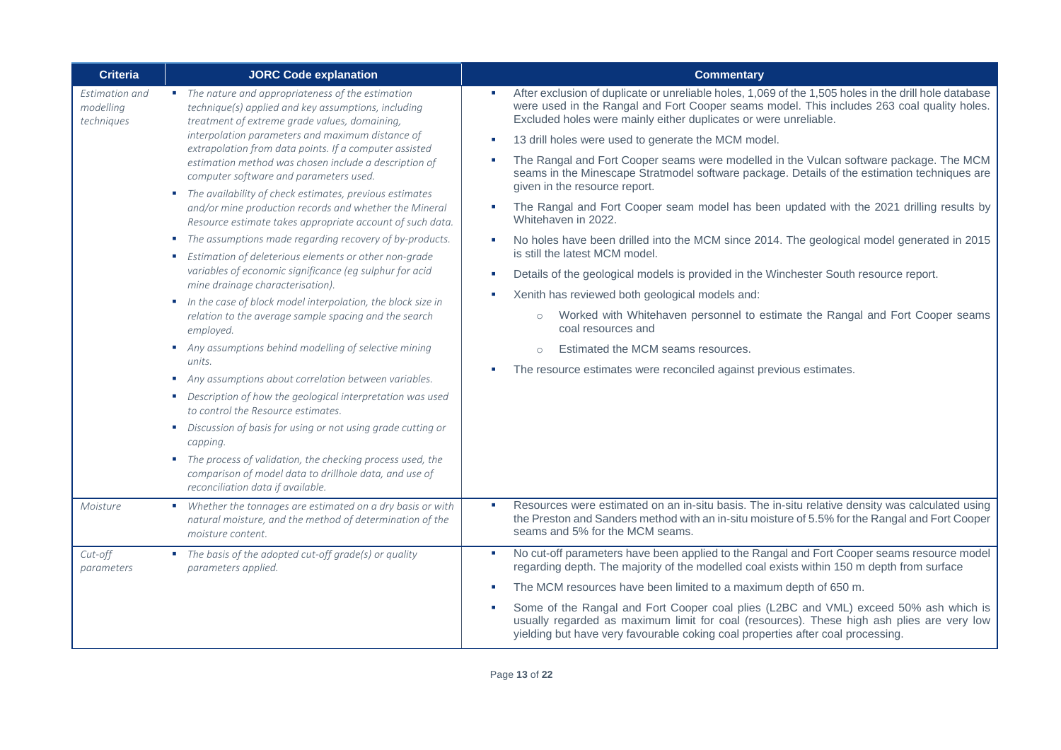| Criteria | JORC Code explanation | Commentary |
|---|---|---|
| *Estimation and modelling techniques* | ▪ *The nature and appropriateness of the estimation technique(s) applied and key assumptions, including treatment of extreme grade values, domaining, interpolation parameters and maximum distance of extrapolation from data points. If a computer assisted estimation method was chosen include a description of computer software and parameters used.*<br>▪ *The availability of check estimates, previous estimates and/or mine production records and whether the Mineral Resource estimate takes appropriate account of such data.*<br>▪ *The assumptions made regarding recovery of by-products.*<br>▪ *Estimation of deleterious elements or other non-grade variables of economic significance (eg sulphur for acid mine drainage characterisation).*<br>▪ *In the case of block model interpolation, the block size in relation to the average sample spacing and the search employed.*<br>▪ *Any assumptions behind modelling of selective mining units.*<br>▪ *Any assumptions about correlation between variables.*<br>▪ *Description of how the geological interpretation was used to control the Resource estimates.*<br>▪ *Discussion of basis for using or not using grade cutting or capping.*<br>▪ *The process of validation, the checking process used, the comparison of model data to drillhole data, and use of reconciliation data if available.* | ▪ After exclusion of duplicate or unreliable holes, 1,069 of the 1,505 holes in the drill hole database were used in the Rangal and Fort Cooper seams model. This includes 263 coal quality holes. Excluded holes were mainly either duplicates or were unreliable.<br>▪ 13 drill holes were used to generate the MCM model.<br>▪ The Rangal and Fort Cooper seams were modelled in the Vulcan software package. The MCM seams in the Minescape Stratmodel software package. Details of the estimation techniques are given in the resource report.<br>▪ The Rangal and Fort Cooper seam model has been updated with the 2021 drilling results by Whitehaven in 2022.<br>▪ No holes have been drilled into the MCM since 2014. The geological model generated in 2015 is still the latest MCM model.<br>▪ Details of the geological models is provided in the Winchester South resource report.<br>▪ Xenith has reviewed both geological models and:<br>&nbsp;&nbsp;&nbsp;&nbsp;○ Worked with Whitehaven personnel to estimate the Rangal and Fort Cooper seams coal resources and<br>&nbsp;&nbsp;&nbsp;&nbsp;○ Estimated the MCM seams resources.<br>▪ The resource estimates were reconciled against previous estimates. |
| *Moisture* | ▪ *Whether the tonnages are estimated on a dry basis or with natural moisture, and the method of determination of the moisture content.* | ▪ Resources were estimated on an in-situ basis. The in-situ relative density was calculated using the Preston and Sanders method with an in-situ moisture of 5.5% for the Rangal and Fort Cooper seams and 5% for the MCM seams. |
| *Cut-off parameters* | ▪ *The basis of the adopted cut-off grade(s) or quality parameters applied.* | ▪ No cut-off parameters have been applied to the Rangal and Fort Cooper seams resource model regarding depth. The majority of the modelled coal exists within 150 m depth from surface<br>▪ The MCM resources have been limited to a maximum depth of 650 m.<br>▪ Some of the Rangal and Fort Cooper coal plies (L2BC and VML) exceed 50% ash which is usually regarded as maximum limit for coal (resources). These high ash plies are very low yielding but have very favourable coking coal properties after coal processing. |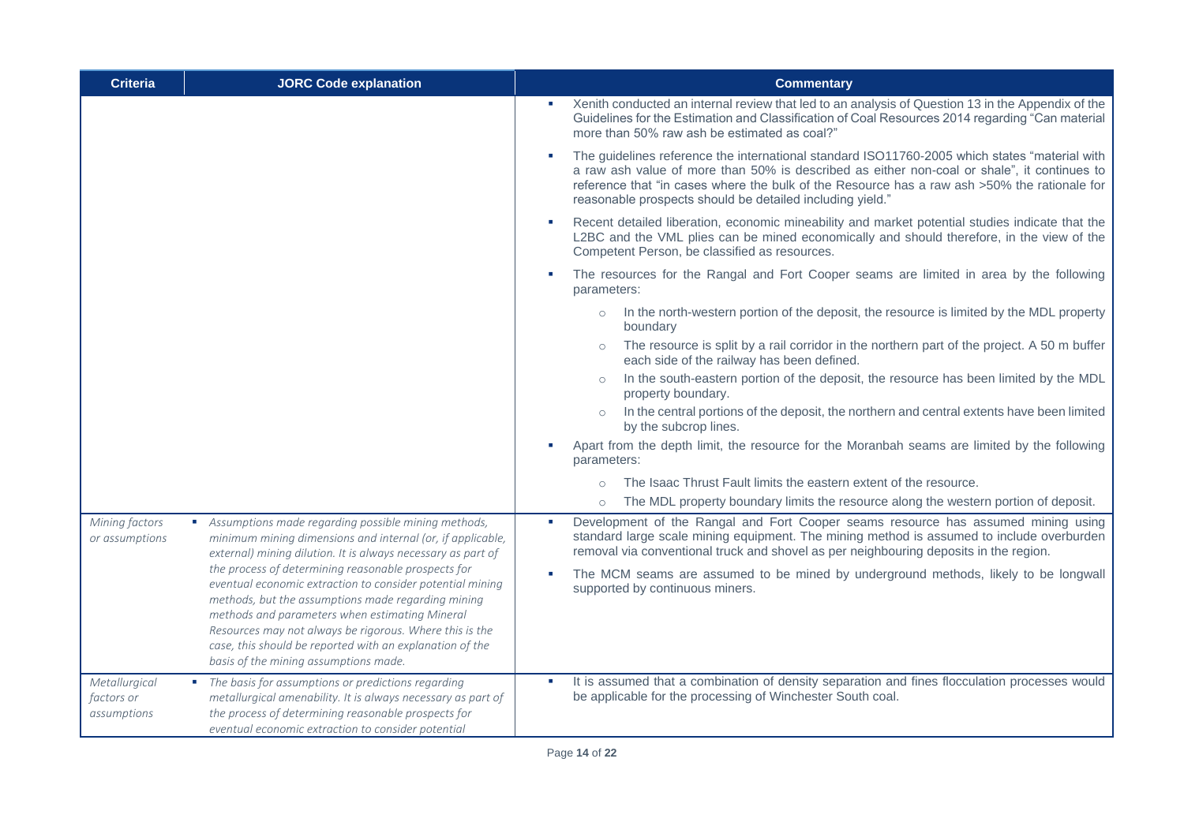| Criteria | JORC Code explanation | Commentary |
| --- | --- | --- |
| | | ▪ Xenith conducted an internal review that led to an analysis of Question 13 in the Appendix of the Guidelines for the Estimation and Classification of Coal Resources 2014 regarding "Can material more than 50% raw ash be estimated as coal?"<br>▪ The guidelines reference the international standard ISO11760-2005 which states "material with a raw ash value of more than 50% is described as either non-coal or shale", it continues to reference that "in cases where the bulk of the Resource has a raw ash >50% the rationale for reasonable prospects should be detailed including yield."<br>▪ Recent detailed liberation, economic mineability and market potential studies indicate that the L2BC and the VML plies can be mined economically and should therefore, in the view of the Competent Person, be classified as resources.<br>▪ The resources for the Rangal and Fort Cooper seams are limited in area by the following parameters:<br>  ○ In the north-western portion of the deposit, the resource is limited by the MDL property boundary<br>  ○ The resource is split by a rail corridor in the northern part of the project. A 50 m buffer each side of the railway has been defined.<br>  ○ In the south-eastern portion of the deposit, the resource has been limited by the MDL property boundary.<br>  ○ In the central portions of the deposit, the northern and central extents have been limited by the subcrop lines.<br>▪ Apart from the depth limit, the resource for the Moranbah seams are limited by the following parameters:<br>  ○ The Isaac Thrust Fault limits the eastern extent of the resource.<br>  ○ The MDL property boundary limits the resource along the western portion of deposit. |
| *Mining factors or assumptions* | ▪ *Assumptions made regarding possible mining methods, minimum mining dimensions and internal (or, if applicable, external) mining dilution. It is always necessary as part of the process of determining reasonable prospects for eventual economic extraction to consider potential mining methods, but the assumptions made regarding mining methods and parameters when estimating Mineral Resources may not always be rigorous. Where this is the case, this should be reported with an explanation of the basis of the mining assumptions made.* | ▪ Development of the Rangal and Fort Cooper seams resource has assumed mining using standard large scale mining equipment. The mining method is assumed to include overburden removal via conventional truck and shovel as per neighbouring deposits in the region.<br>▪ The MCM seams are assumed to be mined by underground methods, likely to be longwall supported by continuous miners. |
| *Metallurgical factors or assumptions* | ▪ *The basis for assumptions or predictions regarding metallurgical amenability. It is always necessary as part of the process of determining reasonable prospects for eventual economic extraction to consider potential* | ▪ It is assumed that a combination of density separation and fines flocculation processes would be applicable for the processing of Winchester South coal. |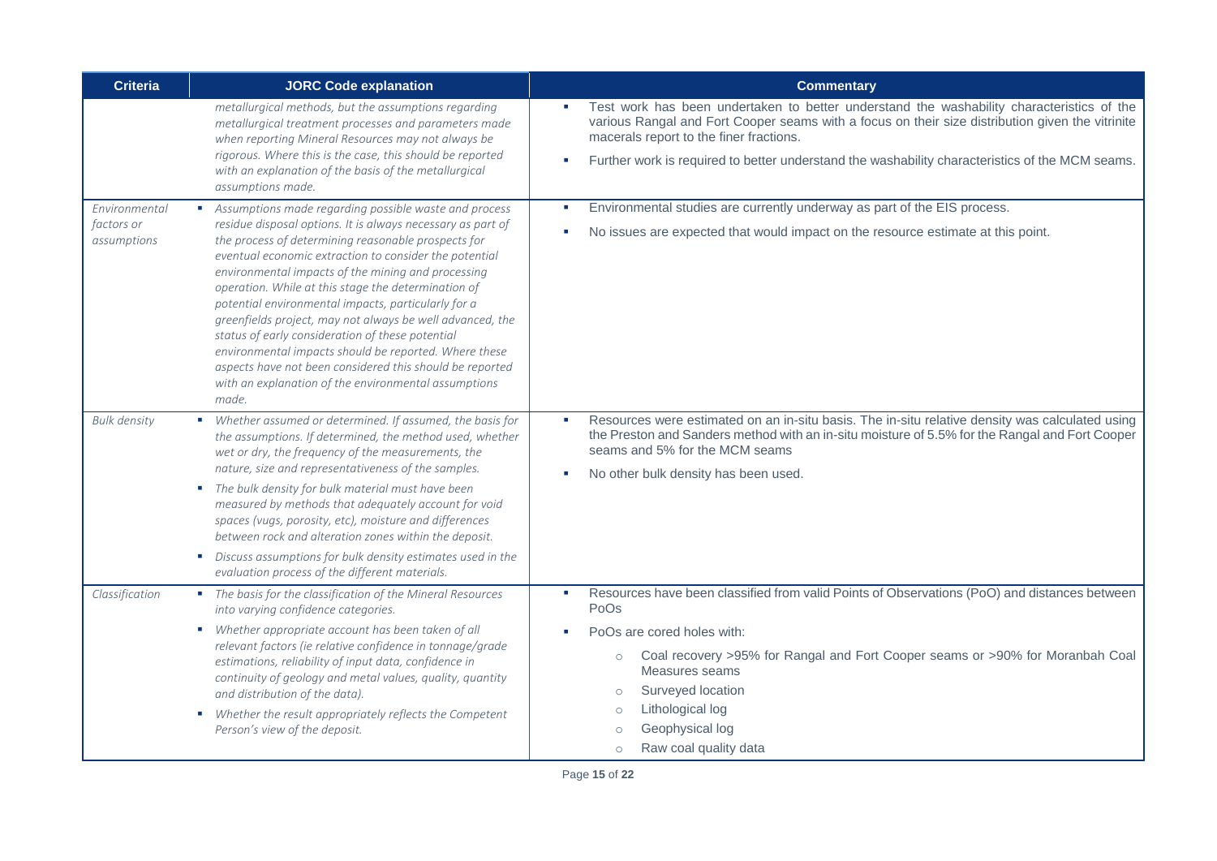| Criteria | JORC Code explanation | Commentary |
|---|---|---|
| | *metallurgical methods, but the assumptions regarding metallurgical treatment processes and parameters made when reporting Mineral Resources may not always be rigorous. Where this is the case, this should be reported with an explanation of the basis of the metallurgical assumptions made.* | ▪ Test work has been undertaken to better understand the washability characteristics of the various Rangal and Fort Cooper seams with a focus on their size distribution given the vitrinite macerals report to the finer fractions.<br>▪ Further work is required to better understand the washability characteristics of the MCM seams. |
| *Environmental factors or assumptions* | ▪ *Assumptions made regarding possible waste and process residue disposal options. It is always necessary as part of the process of determining reasonable prospects for eventual economic extraction to consider the potential environmental impacts of the mining and processing operation. While at this stage the determination of potential environmental impacts, particularly for a greenfields project, may not always be well advanced, the status of early consideration of these potential environmental impacts should be reported. Where these aspects have not been considered this should be reported with an explanation of the environmental assumptions made.* | ▪ Environmental studies are currently underway as part of the EIS process.<br>▪ No issues are expected that would impact on the resource estimate at this point. |
| *Bulk density* | ▪ *Whether assumed or determined. If assumed, the basis for the assumptions. If determined, the method used, whether wet or dry, the frequency of the measurements, the nature, size and representativeness of the samples.*<br>▪ *The bulk density for bulk material must have been measured by methods that adequately account for void spaces (vugs, porosity, etc), moisture and differences between rock and alteration zones within the deposit.*<br>▪ *Discuss assumptions for bulk density estimates used in the evaluation process of the different materials.* | ▪ Resources were estimated on an in-situ basis. The in-situ relative density was calculated using the Preston and Sanders method with an in-situ moisture of 5.5% for the Rangal and Fort Cooper seams and 5% for the MCM seams<br>▪ No other bulk density has been used. |
| *Classification* | ▪ *The basis for the classification of the Mineral Resources into varying confidence categories.*<br>▪ *Whether appropriate account has been taken of all relevant factors (ie relative confidence in tonnage/grade estimations, reliability of input data, confidence in continuity of geology and metal values, quality, quantity and distribution of the data).*<br>▪ *Whether the result appropriately reflects the Competent Person's view of the deposit.* | ▪ Resources have been classified from valid Points of Observations (PoO) and distances between PoOs<br>▪ PoOs are cored holes with:<br>  ○ Coal recovery >95% for Rangal and Fort Cooper seams or >90% for Moranbah Coal Measures seams<br>  ○ Surveyed location<br>  ○ Lithological log<br>  ○ Geophysical log<br>  ○ Raw coal quality data |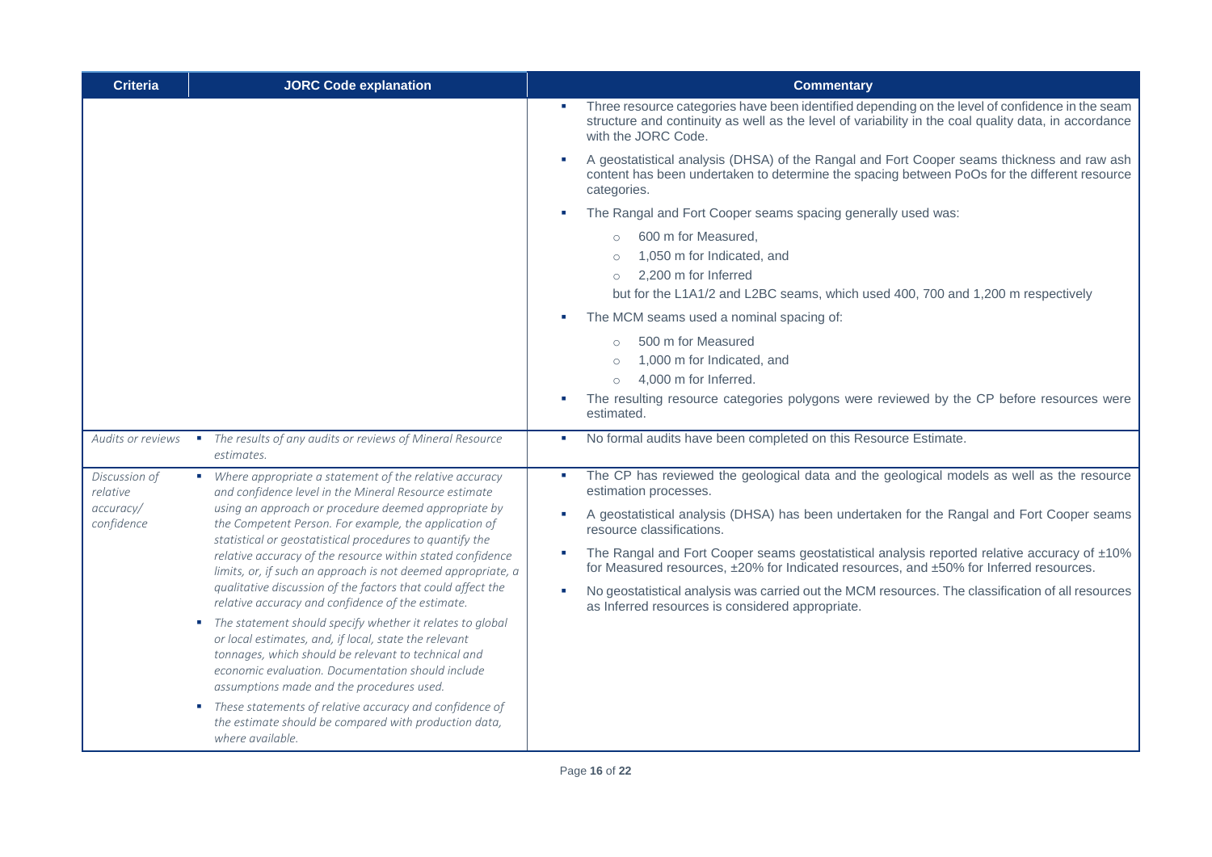| Criteria | JORC Code explanation | Commentary |
|---|---|---|
| | | ▪ Three resource categories have been identified depending on the level of confidence in the seam structure and continuity as well as the level of variability in the coal quality data, in accordance with the JORC Code.<br><br>▪ A geostatistical analysis (DHSA) of the Rangal and Fort Cooper seams thickness and raw ash content has been undertaken to determine the spacing between PoOs for the different resource categories.<br><br>▪ The Rangal and Fort Cooper seams spacing generally used was:<br>  ○ 600 m for Measured,<br>  ○ 1,050 m for Indicated, and<br>  ○ 2,200 m for Inferred<br>  but for the L1A1/2 and L2BC seams, which used 400, 700 and 1,200 m respectively<br><br>▪ The MCM seams used a nominal spacing of:<br>  ○ 500 m for Measured<br>  ○ 1,000 m for Indicated, and<br>  ○ 4,000 m for Inferred.<br><br>▪ The resulting resource categories polygons were reviewed by the CP before resources were estimated. |
| *Audits or reviews* | ▪ *The results of any audits or reviews of Mineral Resource estimates.* | ▪ No formal audits have been completed on this Resource Estimate. |
| *Discussion of relative accuracy/ confidence* | ▪ *Where appropriate a statement of the relative accuracy and confidence level in the Mineral Resource estimate using an approach or procedure deemed appropriate by the Competent Person. For example, the application of statistical or geostatistical procedures to quantify the relative accuracy of the resource within stated confidence limits, or, if such an approach is not deemed appropriate, a qualitative discussion of the factors that could affect the relative accuracy and confidence of the estimate.*<br><br>▪ *The statement should specify whether it relates to global or local estimates, and, if local, state the relevant tonnages, which should be relevant to technical and economic evaluation. Documentation should include assumptions made and the procedures used.*<br><br>▪ *These statements of relative accuracy and confidence of the estimate should be compared with production data, where available.* | ▪ The CP has reviewed the geological data and the geological models as well as the resource estimation processes.<br><br>▪ A geostatistical analysis (DHSA) has been undertaken for the Rangal and Fort Cooper seams resource classifications.<br><br>▪ The Rangal and Fort Cooper seams geostatistical analysis reported relative accuracy of ±10% for Measured resources, ±20% for Indicated resources, and ±50% for Inferred resources.<br><br>▪ No geostatistical analysis was carried out the MCM resources. The classification of all resources as Inferred resources is considered appropriate. |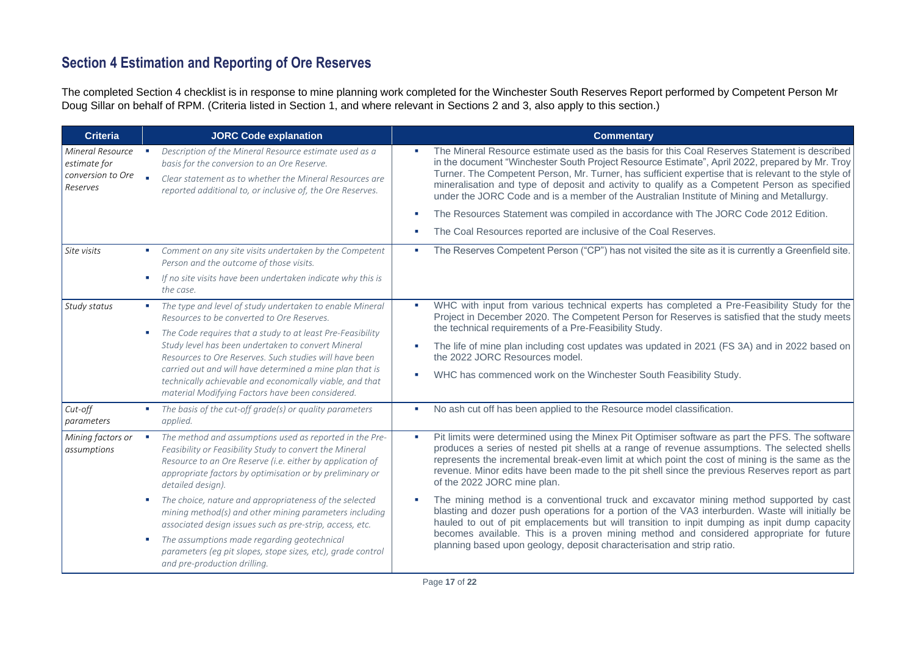## Section 4 Estimation and Reporting of Ore Reserves

The completed Section 4 checklist is in response to mine planning work completed for the Winchester South Reserves Report performed by Competent Person Mr Doug Sillar on behalf of RPM. (Criteria listed in Section 1, and where relevant in Sections 2 and 3, also apply to this section.)

| Criteria | JORC Code explanation | Commentary |
|---|---|---|
| *Mineral Resource estimate for conversion to Ore Reserves* | • *Description of the Mineral Resource estimate used as a basis for the conversion to an Ore Reserve.*<br>• *Clear statement as to whether the Mineral Resources are reported additional to, or inclusive of, the Ore Reserves.* | • The Mineral Resource estimate used as the basis for this Coal Reserves Statement is described in the document "Winchester South Project Resource Estimate", April 2022, prepared by Mr. Troy Turner. The Competent Person, Mr. Turner, has sufficient expertise that is relevant to the style of mineralisation and type of deposit and activity to qualify as a Competent Person as specified under the JORC Code and is a member of the Australian Institute of Mining and Metallurgy.<br>• The Resources Statement was compiled in accordance with The JORC Code 2012 Edition.<br>• The Coal Resources reported are inclusive of the Coal Reserves. |
| *Site visits* | • *Comment on any site visits undertaken by the Competent Person and the outcome of those visits.*<br>• *If no site visits have been undertaken indicate why this is the case.* | • The Reserves Competent Person ("CP") has not visited the site as it is currently a Greenfield site. |
| *Study status* | • *The type and level of study undertaken to enable Mineral Resources to be converted to Ore Reserves.*<br>• *The Code requires that a study to at least Pre-Feasibility Study level has been undertaken to convert Mineral Resources to Ore Reserves. Such studies will have been carried out and will have determined a mine plan that is technically achievable and economically viable, and that material Modifying Factors have been considered.* | • WHC with input from various technical experts has completed a Pre-Feasibility Study for the Project in December 2020. The Competent Person for Reserves is satisfied that the study meets the technical requirements of a Pre-Feasibility Study.<br>• The life of mine plan including cost updates was updated in 2021 (FS 3A) and in 2022 based on the 2022 JORC Resources model.<br>• WHC has commenced work on the Winchester South Feasibility Study. |
| *Cut-off parameters* | • *The basis of the cut-off grade(s) or quality parameters applied.* | • No ash cut off has been applied to the Resource model classification. |
| *Mining factors or assumptions* | • *The method and assumptions used as reported in the Pre-Feasibility or Feasibility Study to convert the Mineral Resource to an Ore Reserve (i.e. either by application of appropriate factors by optimisation or by preliminary or detailed design).*<br>• *The choice, nature and appropriateness of the selected mining method(s) and other mining parameters including associated design issues such as pre-strip, access, etc.*<br>• *The assumptions made regarding geotechnical parameters (eg pit slopes, stope sizes, etc), grade control and pre-production drilling.* | • Pit limits were determined using the Minex Pit Optimiser software as part the PFS. The software produces a series of nested pit shells at a range of revenue assumptions. The selected shells represents the incremental break-even limit at which point the cost of mining is the same as the revenue. Minor edits have been made to the pit shell since the previous Reserves report as part of the 2022 JORC mine plan.<br>• The mining method is a conventional truck and excavator mining method supported by cast blasting and dozer push operations for a portion of the VA3 interburden. Waste will initially be hauled to out of pit emplacements but will transition to inpit dumping as inpit dump capacity becomes available. This is a proven mining method and considered appropriate for future planning based upon geology, deposit characterisation and strip ratio. |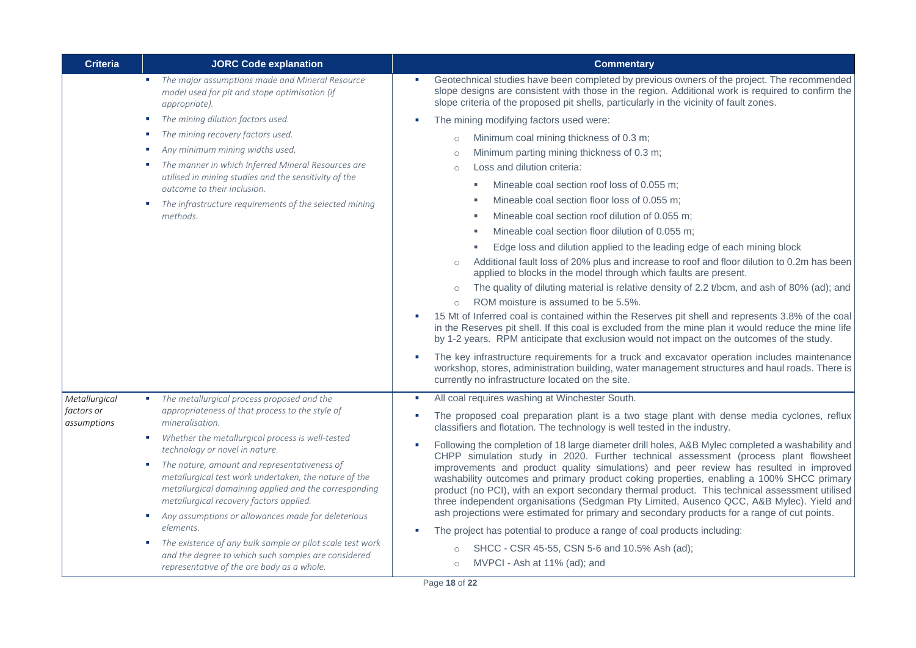| Criteria | JORC Code explanation | Commentary |
|---|---|---|
| | • *The major assumptions made and Mineral Resource model used for pit and stope optimisation (if appropriate).*<br>• *The mining dilution factors used.*<br>• *The mining recovery factors used.*<br>• *Any minimum mining widths used.*<br>• *The manner in which Inferred Mineral Resources are utilised in mining studies and the sensitivity of the outcome to their inclusion.*<br>• *The infrastructure requirements of the selected mining methods.* | • Geotechnical studies have been completed by previous owners of the project. The recommended slope designs are consistent with those in the region. Additional work is required to confirm the slope criteria of the proposed pit shells, particularly in the vicinity of fault zones.<br>• The mining modifying factors used were:<br>  ○ Minimum coal mining thickness of 0.3 m;<br>  ○ Minimum parting mining thickness of 0.3 m;<br>  ○ Loss and dilution criteria:<br>    ▪ Mineable coal section roof loss of 0.055 m;<br>    ▪ Mineable coal section floor loss of 0.055 m;<br>    ▪ Mineable coal section roof dilution of 0.055 m;<br>    ▪ Mineable coal section floor dilution of 0.055 m;<br>    ▪ Edge loss and dilution applied to the leading edge of each mining block<br>  ○ Additional fault loss of 20% plus and increase to roof and floor dilution to 0.2m has been applied to blocks in the model through which faults are present.<br>  ○ The quality of diluting material is relative density of 2.2 t/bcm, and ash of 80% (ad); and<br>  ○ ROM moisture is assumed to be 5.5%.<br>• 15 Mt of Inferred coal is contained within the Reserves pit shell and represents 3.8% of the coal in the Reserves pit shell. If this coal is excluded from the mine plan it would reduce the mine life by 1-2 years. RPM anticipate that exclusion would not impact on the outcomes of the study.<br>• The key infrastructure requirements for a truck and excavator operation includes maintenance workshop, stores, administration building, water management structures and haul roads. There is currently no infrastructure located on the site. |
| *Metallurgical factors or assumptions* | • *The metallurgical process proposed and the appropriateness of that process to the style of mineralisation.*<br>• *Whether the metallurgical process is well-tested technology or novel in nature.*<br>• *The nature, amount and representativeness of metallurgical test work undertaken, the nature of the metallurgical domaining applied and the corresponding metallurgical recovery factors applied.*<br>• *Any assumptions or allowances made for deleterious elements.*<br>• *The existence of any bulk sample or pilot scale test work and the degree to which such samples are considered representative of the ore body as a whole.* | • All coal requires washing at Winchester South.<br>• The proposed coal preparation plant is a two stage plant with dense media cyclones, reflux classifiers and flotation. The technology is well tested in the industry.<br>• Following the completion of 18 large diameter drill holes, A&B Mylec completed a washability and CHPP simulation study in 2020. Further technical assessment (process plant flowsheet improvements and product quality simulations) and peer review has resulted in improved washability outcomes and primary product coking properties, enabling a 100% SHCC primary product (no PCI), with an export secondary thermal product. This technical assessment utilised three independent organisations (Sedgman Pty Limited, Ausenco QCC, A&B Mylec). Yield and ash projections were estimated for primary and secondary products for a range of cut points.<br>• The project has potential to produce a range of coal products including:<br>  ○ SHCC - CSR 45-55, CSN 5-6 and 10.5% Ash (ad);<br>  ○ MVPCI - Ash at 11% (ad); and |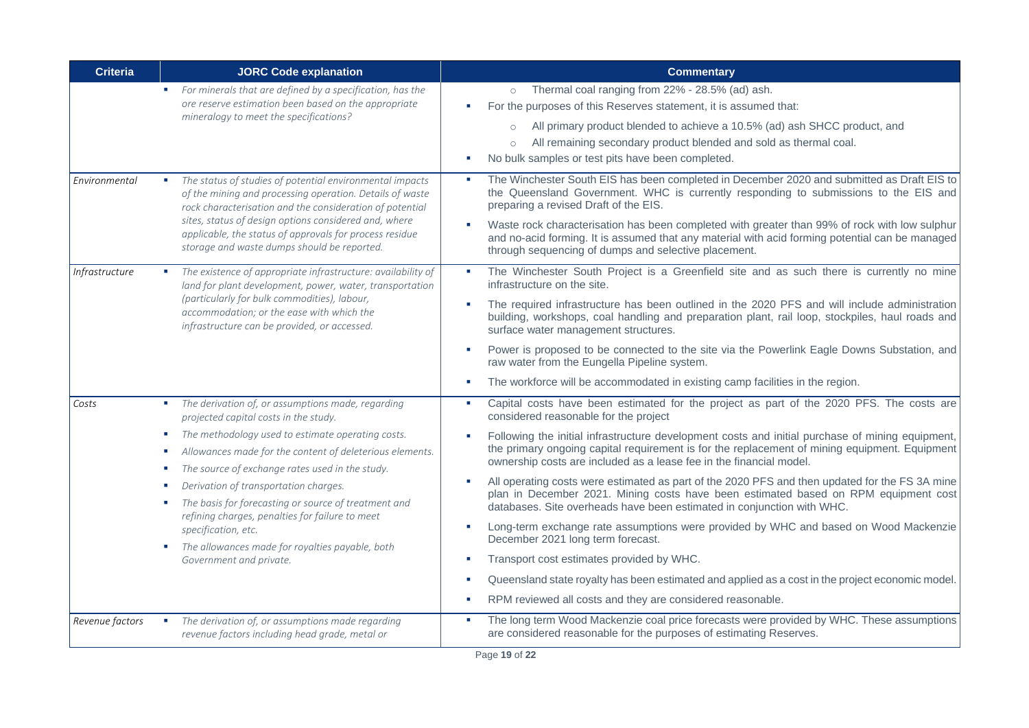| Criteria | JORC Code explanation | Commentary |
|---|---|---|
| | - *For minerals that are defined by a specification, has the ore reserve estimation been based on the appropriate mineralogy to meet the specifications?* | ○ Thermal coal ranging from 22% - 28.5% (ad) ash.<br>- For the purposes of this Reserves statement, it is assumed that:<br>○ All primary product blended to achieve a 10.5% (ad) ash SHCC product, and<br>○ All remaining secondary product blended and sold as thermal coal.<br>- No bulk samples or test pits have been completed. |
| *Environmental* | - *The status of studies of potential environmental impacts of the mining and processing operation. Details of waste rock characterisation and the consideration of potential sites, status of design options considered and, where applicable, the status of approvals for process residue storage and waste dumps should be reported.* | - The Winchester South EIS has been completed in December 2020 and submitted as Draft EIS to the Queensland Government. WHC is currently responding to submissions to the EIS and preparing a revised Draft of the EIS.<br>- Waste rock characterisation has been completed with greater than 99% of rock with low sulphur and no-acid forming. It is assumed that any material with acid forming potential can be managed through sequencing of dumps and selective placement. |
| *Infrastructure* | - *The existence of appropriate infrastructure: availability of land for plant development, power, water, transportation (particularly for bulk commodities), labour, accommodation; or the ease with which the infrastructure can be provided, or accessed.* | - The Winchester South Project is a Greenfield site and as such there is currently no mine infrastructure on the site.<br>- The required infrastructure has been outlined in the 2020 PFS and will include administration building, workshops, coal handling and preparation plant, rail loop, stockpiles, haul roads and surface water management structures.<br>- Power is proposed to be connected to the site via the Powerlink Eagle Downs Substation, and raw water from the Eungella Pipeline system.<br>- The workforce will be accommodated in existing camp facilities in the region. |
| *Costs* | - *The derivation of, or assumptions made, regarding projected capital costs in the study.*<br>- *The methodology used to estimate operating costs.*<br>- *Allowances made for the content of deleterious elements.*<br>- *The source of exchange rates used in the study.*<br>- *Derivation of transportation charges.*<br>- *The basis for forecasting or source of treatment and refining charges, penalties for failure to meet specification, etc.*<br>- *The allowances made for royalties payable, both Government and private.* | - Capital costs have been estimated for the project as part of the 2020 PFS. The costs are considered reasonable for the project<br>- Following the initial infrastructure development costs and initial purchase of mining equipment, the primary ongoing capital requirement is for the replacement of mining equipment. Equipment ownership costs are included as a lease fee in the financial model.<br>- All operating costs were estimated as part of the 2020 PFS and then updated for the FS 3A mine plan in December 2021. Mining costs have been estimated based on RPM equipment cost databases. Site overheads have been estimated in conjunction with WHC.<br>- Long-term exchange rate assumptions were provided by WHC and based on Wood Mackenzie December 2021 long term forecast.<br>- Transport cost estimates provided by WHC.<br>- Queensland state royalty has been estimated and applied as a cost in the project economic model.<br>- RPM reviewed all costs and they are considered reasonable. |
| *Revenue factors* | - *The derivation of, or assumptions made regarding revenue factors including head grade, metal or* | - The long term Wood Mackenzie coal price forecasts were provided by WHC. These assumptions are considered reasonable for the purposes of estimating Reserves. |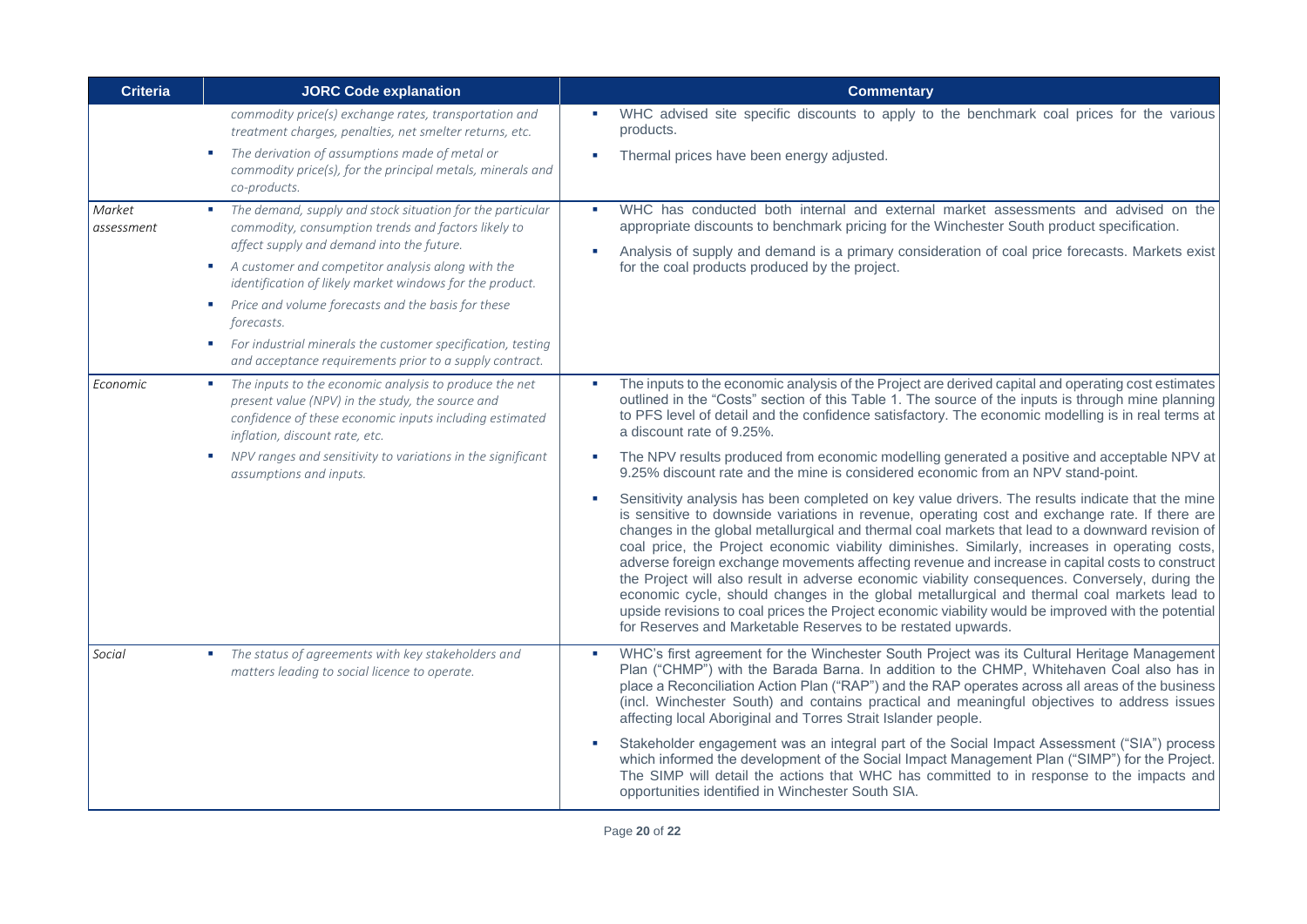| Criteria | JORC Code explanation | Commentary |
|---|---|---|
| | *commodity price(s) exchange rates, transportation and treatment charges, penalties, net smelter returns, etc.*<br>▪ *The derivation of assumptions made of metal or commodity price(s), for the principal metals, minerals and co-products.* | ▪ WHC advised site specific discounts to apply to the benchmark coal prices for the various products.<br>▪ Thermal prices have been energy adjusted. |
| *Market assessment* | ▪ *The demand, supply and stock situation for the particular commodity, consumption trends and factors likely to affect supply and demand into the future.*<br>▪ *A customer and competitor analysis along with the identification of likely market windows for the product.*<br>▪ *Price and volume forecasts and the basis for these forecasts.*<br>▪ *For industrial minerals the customer specification, testing and acceptance requirements prior to a supply contract.* | ▪ WHC has conducted both internal and external market assessments and advised on the appropriate discounts to benchmark pricing for the Winchester South product specification.<br>▪ Analysis of supply and demand is a primary consideration of coal price forecasts. Markets exist for the coal products produced by the project. |
| *Economic* | ▪ *The inputs to the economic analysis to produce the net present value (NPV) in the study, the source and confidence of these economic inputs including estimated inflation, discount rate, etc.*<br>▪ *NPV ranges and sensitivity to variations in the significant assumptions and inputs.* | ▪ The inputs to the economic analysis of the Project are derived capital and operating cost estimates outlined in the "Costs" section of this Table 1. The source of the inputs is through mine planning to PFS level of detail and the confidence satisfactory. The economic modelling is in real terms at a discount rate of 9.25%.<br>▪ The NPV results produced from economic modelling generated a positive and acceptable NPV at 9.25% discount rate and the mine is considered economic from an NPV stand-point.<br>▪ Sensitivity analysis has been completed on key value drivers. The results indicate that the mine is sensitive to downside variations in revenue, operating cost and exchange rate. If there are changes in the global metallurgical and thermal coal markets that lead to a downward revision of coal price, the Project economic viability diminishes. Similarly, increases in operating costs, adverse foreign exchange movements affecting revenue and increase in capital costs to construct the Project will also result in adverse economic viability consequences. Conversely, during the economic cycle, should changes in the global metallurgical and thermal coal markets lead to upside revisions to coal prices the Project economic viability would be improved with the potential for Reserves and Marketable Reserves to be restated upwards. |
| *Social* | ▪ *The status of agreements with key stakeholders and matters leading to social licence to operate.* | ▪ WHC's first agreement for the Winchester South Project was its Cultural Heritage Management Plan ("CHMP") with the Barada Barna. In addition to the CHMP, Whitehaven Coal also has in place a Reconciliation Action Plan ("RAP") and the RAP operates across all areas of the business (incl. Winchester South) and contains practical and meaningful objectives to address issues affecting local Aboriginal and Torres Strait Islander people.<br>▪ Stakeholder engagement was an integral part of the Social Impact Assessment ("SIA") process which informed the development of the Social Impact Management Plan ("SIMP") for the Project. The SIMP will detail the actions that WHC has committed to in response to the impacts and opportunities identified in Winchester South SIA. |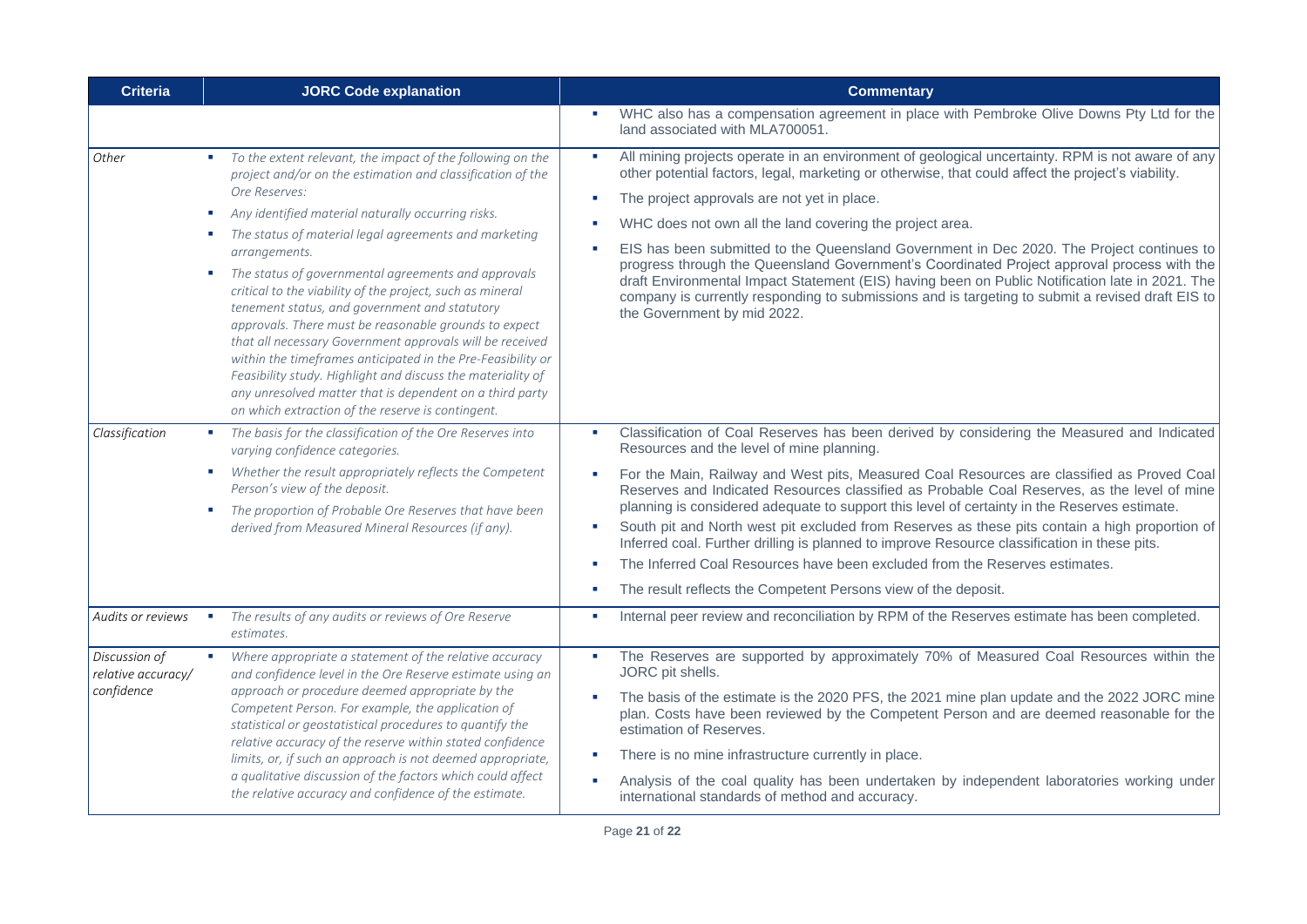| Criteria | JORC Code explanation | Commentary |
|---|---|---|
| | | • WHC also has a compensation agreement in place with Pembroke Olive Downs Pty Ltd for the land associated with MLA700051. |
| *Other* | • *To the extent relevant, the impact of the following on the project and/or on the estimation and classification of the Ore Reserves:*<br>• *Any identified material naturally occurring risks.*<br>• *The status of material legal agreements and marketing arrangements.*<br>• *The status of governmental agreements and approvals critical to the viability of the project, such as mineral tenement status, and government and statutory approvals. There must be reasonable grounds to expect that all necessary Government approvals will be received within the timeframes anticipated in the Pre-Feasibility or Feasibility study. Highlight and discuss the materiality of any unresolved matter that is dependent on a third party on which extraction of the reserve is contingent.* | • All mining projects operate in an environment of geological uncertainty. RPM is not aware of any other potential factors, legal, marketing or otherwise, that could affect the project's viability.<br>• The project approvals are not yet in place.<br>• WHC does not own all the land covering the project area.<br>• EIS has been submitted to the Queensland Government in Dec 2020. The Project continues to progress through the Queensland Government's Coordinated Project approval process with the draft Environmental Impact Statement (EIS) having been on Public Notification late in 2021. The company is currently responding to submissions and is targeting to submit a revised draft EIS to the Government by mid 2022. |
| *Classification* | • *The basis for the classification of the Ore Reserves into varying confidence categories.*<br>• *Whether the result appropriately reflects the Competent Person's view of the deposit.*<br>• *The proportion of Probable Ore Reserves that have been derived from Measured Mineral Resources (if any).* | • Classification of Coal Reserves has been derived by considering the Measured and Indicated Resources and the level of mine planning.<br>• For the Main, Railway and West pits, Measured Coal Resources are classified as Proved Coal Reserves and Indicated Resources classified as Probable Coal Reserves, as the level of mine planning is considered adequate to support this level of certainty in the Reserves estimate.<br>• South pit and North west pit excluded from Reserves as these pits contain a high proportion of Inferred coal. Further drilling is planned to improve Resource classification in these pits.<br>• The Inferred Coal Resources have been excluded from the Reserves estimates.<br>• The result reflects the Competent Persons view of the deposit. |
| *Audits or reviews* | • *The results of any audits or reviews of Ore Reserve estimates.* | • Internal peer review and reconciliation by RPM of the Reserves estimate has been completed. |
| *Discussion of relative accuracy/ confidence* | • *Where appropriate a statement of the relative accuracy and confidence level in the Ore Reserve estimate using an approach or procedure deemed appropriate by the Competent Person. For example, the application of statistical or geostatistical procedures to quantify the relative accuracy of the reserve within stated confidence limits, or, if such an approach is not deemed appropriate, a qualitative discussion of the factors which could affect the relative accuracy and confidence of the estimate.* | • The Reserves are supported by approximately 70% of Measured Coal Resources within the JORC pit shells.<br>• The basis of the estimate is the 2020 PFS, the 2021 mine plan update and the 2022 JORC mine plan. Costs have been reviewed by the Competent Person and are deemed reasonable for the estimation of Reserves.<br>• There is no mine infrastructure currently in place.<br>• Analysis of the coal quality has been undertaken by independent laboratories working under international standards of method and accuracy. |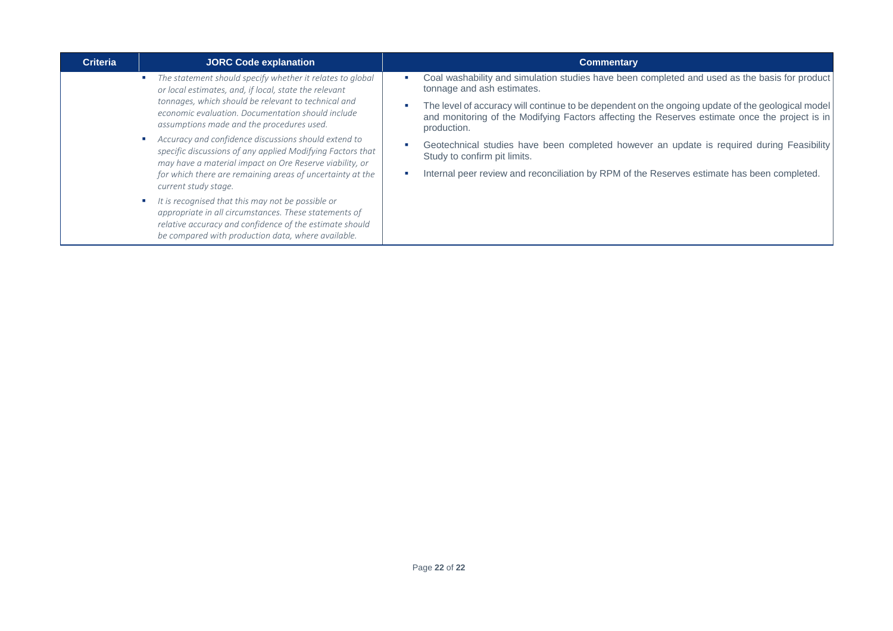| Criteria | JORC Code explanation | Commentary |
|---|---|---|
| | - *The statement should specify whether it relates to global or local estimates, and, if local, state the relevant tonnages, which should be relevant to technical and economic evaluation. Documentation should include assumptions made and the procedures used.*<br>- *Accuracy and confidence discussions should extend to specific discussions of any applied Modifying Factors that may have a material impact on Ore Reserve viability, or for which there are remaining areas of uncertainty at the current study stage.*<br>- *It is recognised that this may not be possible or appropriate in all circumstances. These statements of relative accuracy and confidence of the estimate should be compared with production data, where available.* | - Coal washability and simulation studies have been completed and used as the basis for product tonnage and ash estimates.<br>- The level of accuracy will continue to be dependent on the ongoing update of the geological model and monitoring of the Modifying Factors affecting the Reserves estimate once the project is in production.<br>- Geotechnical studies have been completed however an update is required during Feasibility Study to confirm pit limits.<br>- Internal peer review and reconciliation by RPM of the Reserves estimate has been completed. |